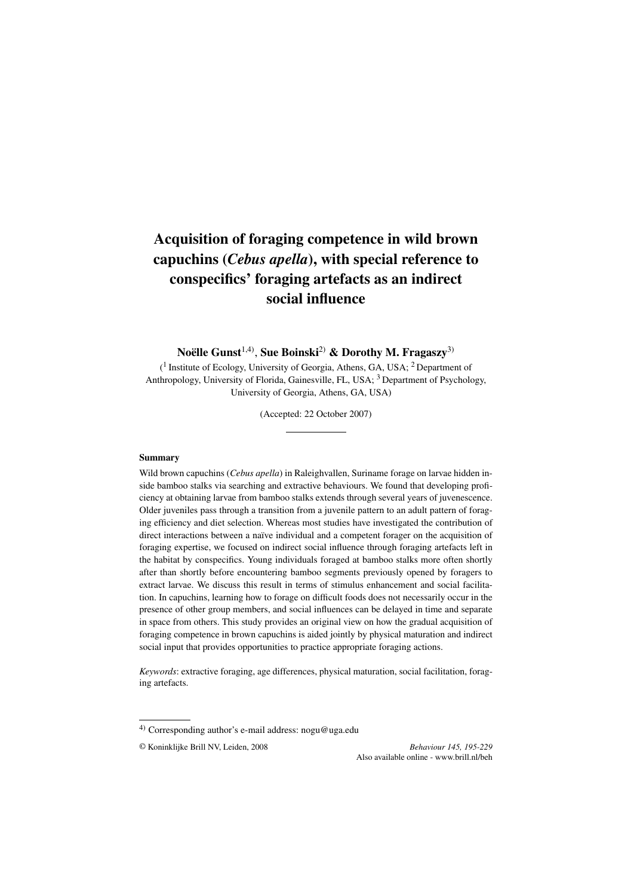# Acquisition of foraging competence in wild brown capuchins (*Cebus apella*), with special reference to conspecifics' foraging artefacts as an indirect social influence

**Noëlle Gunst**[1,4]**, Sue Boinski**[2] **& Dorothy M. Fragaszy**[3]

([1] Institute of Ecology, University of Georgia, Athens, GA, USA; [2] Department of Anthropology, University of Florida, Gainesville, FL, USA; [3] Department of Psychology, University of Georgia, Athens, GA, USA)

(Accepted: 22 October 2007)

## Summary

Wild brown capuchins (*Cebus apella*) in Raleighvallen, Suriname forage on larvae hidden inside bamboo stalks via searching and extractive behaviours. We found that developing proficiency at obtaining larvae from bamboo stalks extends through several years of juvenescence. Older juveniles pass through a transition from a juvenile pattern to an adult pattern of foraging efficiency and diet selection. Whereas most studies have investigated the contribution of direct interactions between a naïve individual and a competent forager on the acquisition of foraging expertise, we focused on indirect social influence through foraging artefacts left in the habitat by conspecifics. Young individuals foraged at bamboo stalks more often shortly after than shortly before encountering bamboo segments previously opened by foragers to extract larvae. We discuss this result in terms of stimulus enhancement and social facilitation. In capuchins, learning how to forage on difficult foods does not necessarily occur in the presence of other group members, and social influences can be delayed in time and separate in space from others. This study provides an original view on how the gradual acquisition of foraging competence in brown capuchins is aided jointly by physical maturation and indirect social input that provides opportunities to practice appropriate foraging actions.

*Keywords*: extractive foraging, age differences, physical maturation, social facilitation, foraging artefacts.

[4] Corresponding author's e-mail address: nogu@uga.edu

© Koninklijke Brill NV, Leiden, 2008

Also available online - www.brill.nl/beh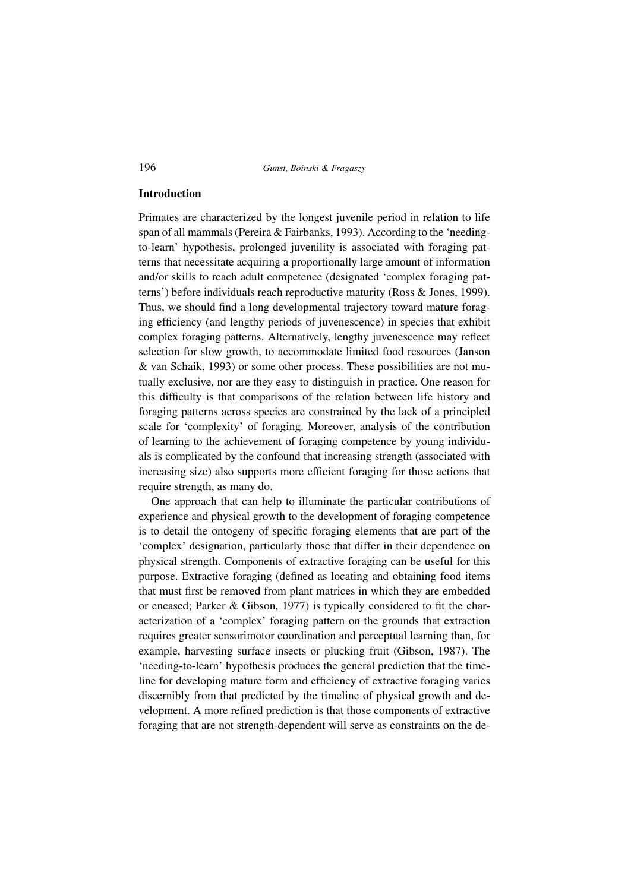## Introduction

Primates are characterized by the longest juvenile period in relation to life span of all mammals (Pereira & Fairbanks, 1993). According to the 'needing-to-learn' hypothesis, prolonged juvenility is associated with foraging patterns that necessitate acquiring a proportionally large amount of information and/or skills to reach adult competence (designated 'complex foraging patterns') before individuals reach reproductive maturity (Ross & Jones, 1999). Thus, we should find a long developmental trajectory toward mature foraging efficiency (and lengthy periods of juvenescence) in species that exhibit complex foraging patterns. Alternatively, lengthy juvenescence may reflect selection for slow growth, to accommodate limited food resources (Janson & van Schaik, 1993) or some other process. These possibilities are not mutually exclusive, nor are they easy to distinguish in practice. One reason for this difficulty is that comparisons of the relation between life history and foraging patterns across species are constrained by the lack of a principled scale for 'complexity' of foraging. Moreover, analysis of the contribution of learning to the achievement of foraging competence by young individuals is complicated by the confound that increasing strength (associated with increasing size) also supports more efficient foraging for those actions that require strength, as many do.

One approach that can help to illuminate the particular contributions of experience and physical growth to the development of foraging competence is to detail the ontogeny of specific foraging elements that are part of the 'complex' designation, particularly those that differ in their dependence on physical strength. Components of extractive foraging can be useful for this purpose. Extractive foraging (defined as locating and obtaining food items that must first be removed from plant matrices in which they are embedded or encased; Parker & Gibson, 1977) is typically considered to fit the characterization of a 'complex' foraging pattern on the grounds that extraction requires greater sensorimotor coordination and perceptual learning than, for example, harvesting surface insects or plucking fruit (Gibson, 1987). The 'needing-to-learn' hypothesis produces the general prediction that the timeline for developing mature form and efficiency of extractive foraging varies discernibly from that predicted by the timeline of physical growth and development. A more refined prediction is that those components of extractive foraging that are not strength-dependent will serve as constraints on the de-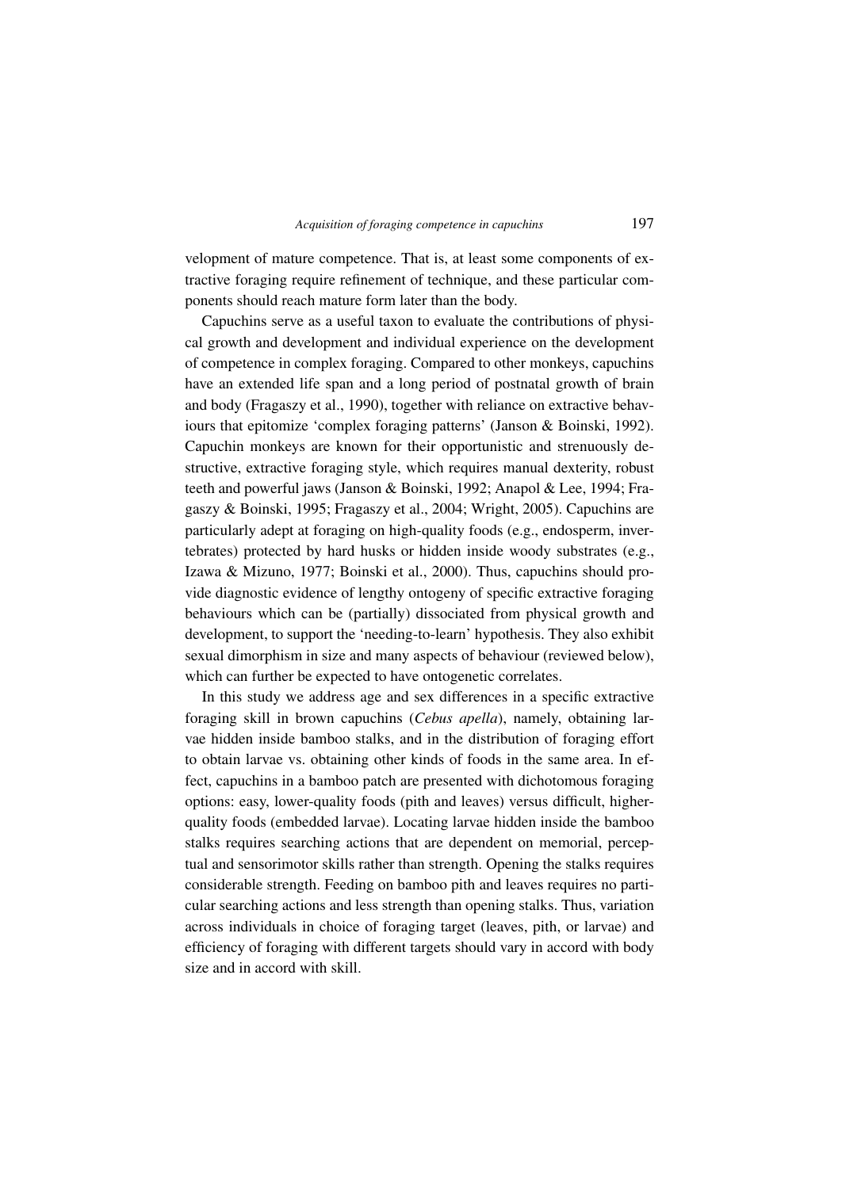velopment of mature competence. That is, at least some components of extractive foraging require refinement of technique, and these particular components should reach mature form later than the body.

Capuchins serve as a useful taxon to evaluate the contributions of physical growth and development and individual experience on the development of competence in complex foraging. Compared to other monkeys, capuchins have an extended life span and a long period of postnatal growth of brain and body (Fragaszy et al., 1990), together with reliance on extractive behaviours that epitomize 'complex foraging patterns' (Janson & Boinski, 1992). Capuchin monkeys are known for their opportunistic and strenuously destructive, extractive foraging style, which requires manual dexterity, robust teeth and powerful jaws (Janson & Boinski, 1992; Anapol & Lee, 1994; Fragaszy & Boinski, 1995; Fragaszy et al., 2004; Wright, 2005). Capuchins are particularly adept at foraging on high-quality foods (e.g., endosperm, invertebrates) protected by hard husks or hidden inside woody substrates (e.g., Izawa & Mizuno, 1977; Boinski et al., 2000). Thus, capuchins should provide diagnostic evidence of lengthy ontogeny of specific extractive foraging behaviours which can be (partially) dissociated from physical growth and development, to support the 'needing-to-learn' hypothesis. They also exhibit sexual dimorphism in size and many aspects of behaviour (reviewed below), which can further be expected to have ontogenetic correlates.

In this study we address age and sex differences in a specific extractive foraging skill in brown capuchins (*Cebus apella*), namely, obtaining larvae hidden inside bamboo stalks, and in the distribution of foraging effort to obtain larvae vs. obtaining other kinds of foods in the same area. In effect, capuchins in a bamboo patch are presented with dichotomous foraging options: easy, lower-quality foods (pith and leaves) versus difficult, higher-quality foods (embedded larvae). Locating larvae hidden inside the bamboo stalks requires searching actions that are dependent on memorial, perceptual and sensorimotor skills rather than strength. Opening the stalks requires considerable strength. Feeding on bamboo pith and leaves requires no particular searching actions and less strength than opening stalks. Thus, variation across individuals in choice of foraging target (leaves, pith, or larvae) and efficiency of foraging with different targets should vary in accord with body size and in accord with skill.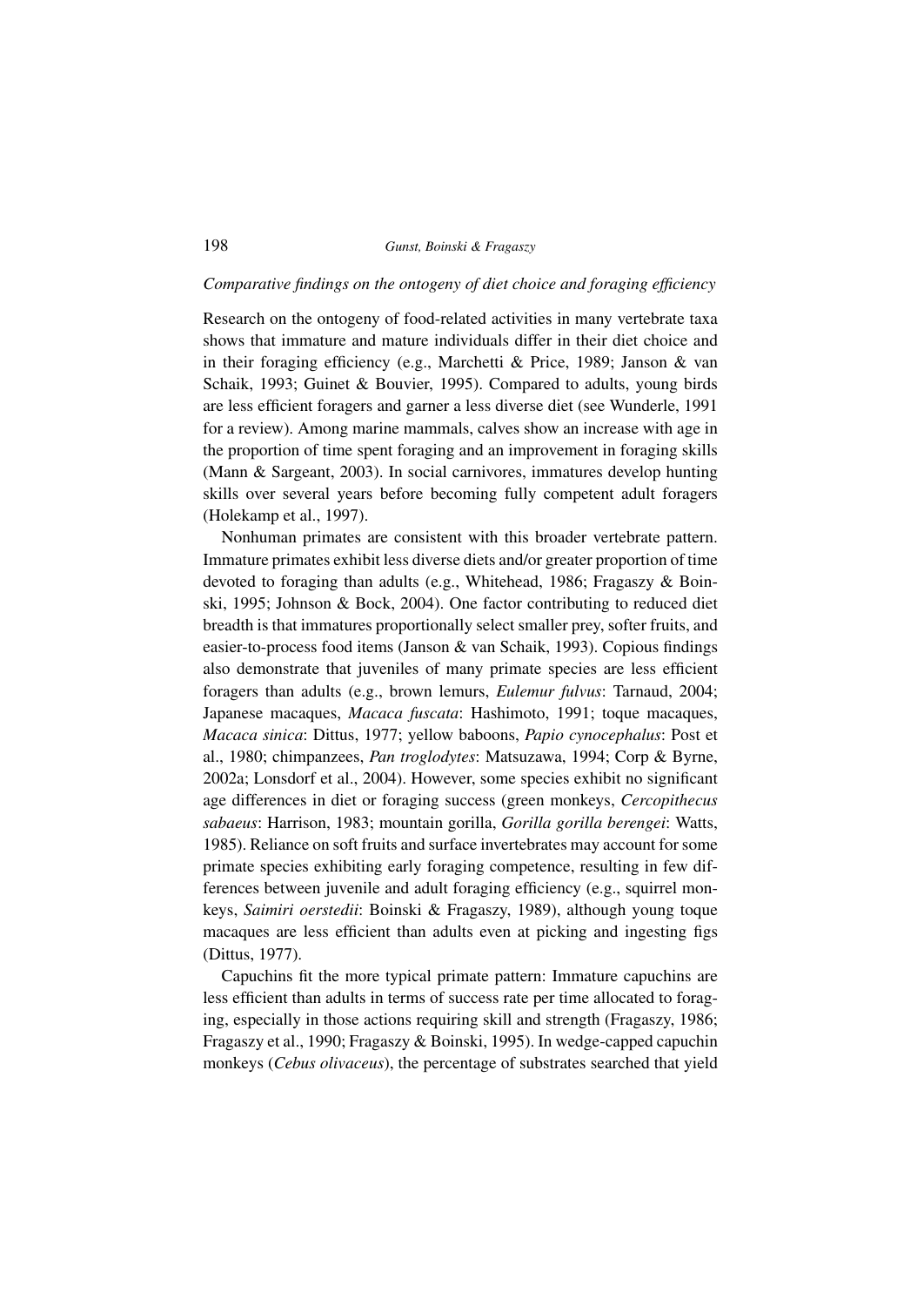### *Comparative findings on the ontogeny of diet choice and foraging efficiency*

Research on the ontogeny of food-related activities in many vertebrate taxa shows that immature and mature individuals differ in their diet choice and in their foraging efficiency (e.g., Marchetti & Price, 1989; Janson & van Schaik, 1993; Guinet & Bouvier, 1995). Compared to adults, young birds are less efficient foragers and garner a less diverse diet (see Wunderle, 1991 for a review). Among marine mammals, calves show an increase with age in the proportion of time spent foraging and an improvement in foraging skills (Mann & Sargeant, 2003). In social carnivores, immatures develop hunting skills over several years before becoming fully competent adult foragers (Holekamp et al., 1997).

Nonhuman primates are consistent with this broader vertebrate pattern. Immature primates exhibit less diverse diets and/or greater proportion of time devoted to foraging than adults (e.g., Whitehead, 1986; Fragaszy & Boinski, 1995; Johnson & Bock, 2004). One factor contributing to reduced diet breadth is that immatures proportionally select smaller prey, softer fruits, and easier-to-process food items (Janson & van Schaik, 1993). Copious findings also demonstrate that juveniles of many primate species are less efficient foragers than adults (e.g., brown lemurs, *Eulemur fulvus*: Tarnaud, 2004; Japanese macaques, *Macaca fuscata*: Hashimoto, 1991; toque macaques, *Macaca sinica*: Dittus, 1977; yellow baboons, *Papio cynocephalus*: Post et al., 1980; chimpanzees, *Pan troglodytes*: Matsuzawa, 1994; Corp & Byrne, 2002a; Lonsdorf et al., 2004). However, some species exhibit no significant age differences in diet or foraging success (green monkeys, *Cercopithecus sabaeus*: Harrison, 1983; mountain gorilla, *Gorilla gorilla berengei*: Watts, 1985). Reliance on soft fruits and surface invertebrates may account for some primate species exhibiting early foraging competence, resulting in few differences between juvenile and adult foraging efficiency (e.g., squirrel monkeys, *Saimiri oerstedii*: Boinski & Fragaszy, 1989), although young toque macaques are less efficient than adults even at picking and ingesting figs (Dittus, 1977).

Capuchins fit the more typical primate pattern: Immature capuchins are less efficient than adults in terms of success rate per time allocated to foraging, especially in those actions requiring skill and strength (Fragaszy, 1986; Fragaszy et al., 1990; Fragaszy & Boinski, 1995). In wedge-capped capuchin monkeys (*Cebus olivaceus*), the percentage of substrates searched that yield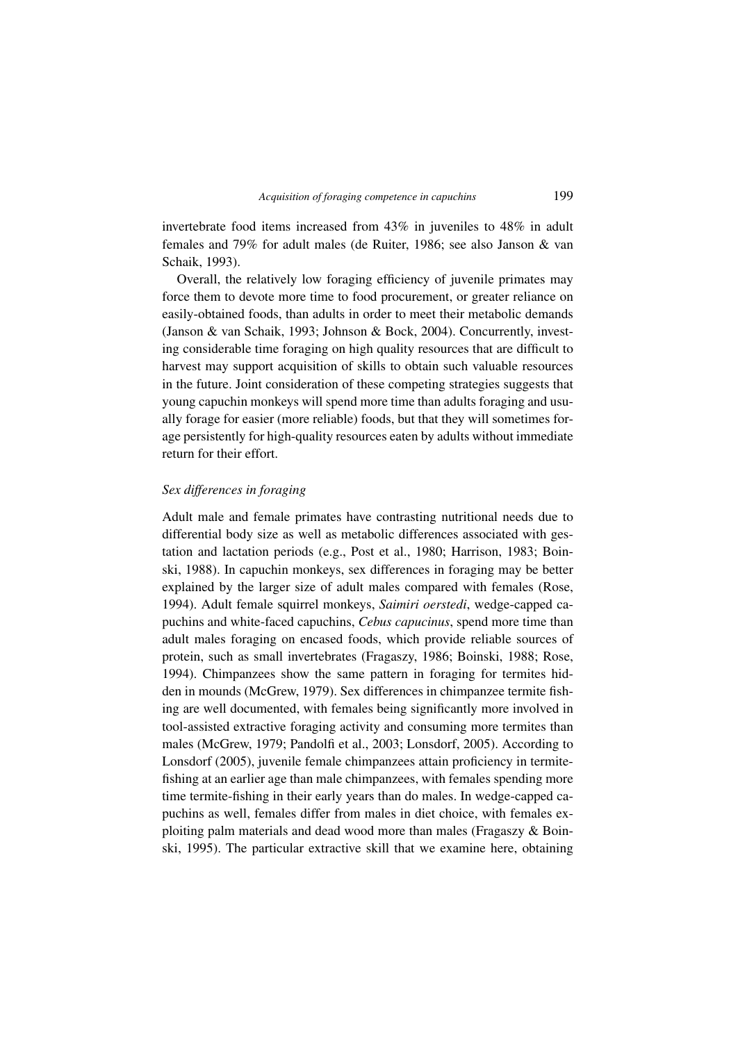invertebrate food items increased from 43% in juveniles to 48% in adult females and 79% for adult males (de Ruiter, 1986; see also Janson & van Schaik, 1993).

Overall, the relatively low foraging efficiency of juvenile primates may force them to devote more time to food procurement, or greater reliance on easily-obtained foods, than adults in order to meet their metabolic demands (Janson & van Schaik, 1993; Johnson & Bock, 2004). Concurrently, investing considerable time foraging on high quality resources that are difficult to harvest may support acquisition of skills to obtain such valuable resources in the future. Joint consideration of these competing strategies suggests that young capuchin monkeys will spend more time than adults foraging and usually forage for easier (more reliable) foods, but that they will sometimes forage persistently for high-quality resources eaten by adults without immediate return for their effort.

### *Sex differences in foraging*

Adult male and female primates have contrasting nutritional needs due to differential body size as well as metabolic differences associated with gestation and lactation periods (e.g., Post et al., 1980; Harrison, 1983; Boinski, 1988). In capuchin monkeys, sex differences in foraging may be better explained by the larger size of adult males compared with females (Rose, 1994). Adult female squirrel monkeys, *Saimiri oerstedi*, wedge-capped capuchins and white-faced capuchins, *Cebus capucinus*, spend more time than adult males foraging on encased foods, which provide reliable sources of protein, such as small invertebrates (Fragaszy, 1986; Boinski, 1988; Rose, 1994). Chimpanzees show the same pattern in foraging for termites hidden in mounds (McGrew, 1979). Sex differences in chimpanzee termite fishing are well documented, with females being significantly more involved in tool-assisted extractive foraging activity and consuming more termites than males (McGrew, 1979; Pandolfi et al., 2003; Lonsdorf, 2005). According to Lonsdorf (2005), juvenile female chimpanzees attain proficiency in termite-fishing at an earlier age than male chimpanzees, with females spending more time termite-fishing in their early years than do males. In wedge-capped capuchins as well, females differ from males in diet choice, with females exploiting palm materials and dead wood more than males (Fragaszy & Boinski, 1995). The particular extractive skill that we examine here, obtaining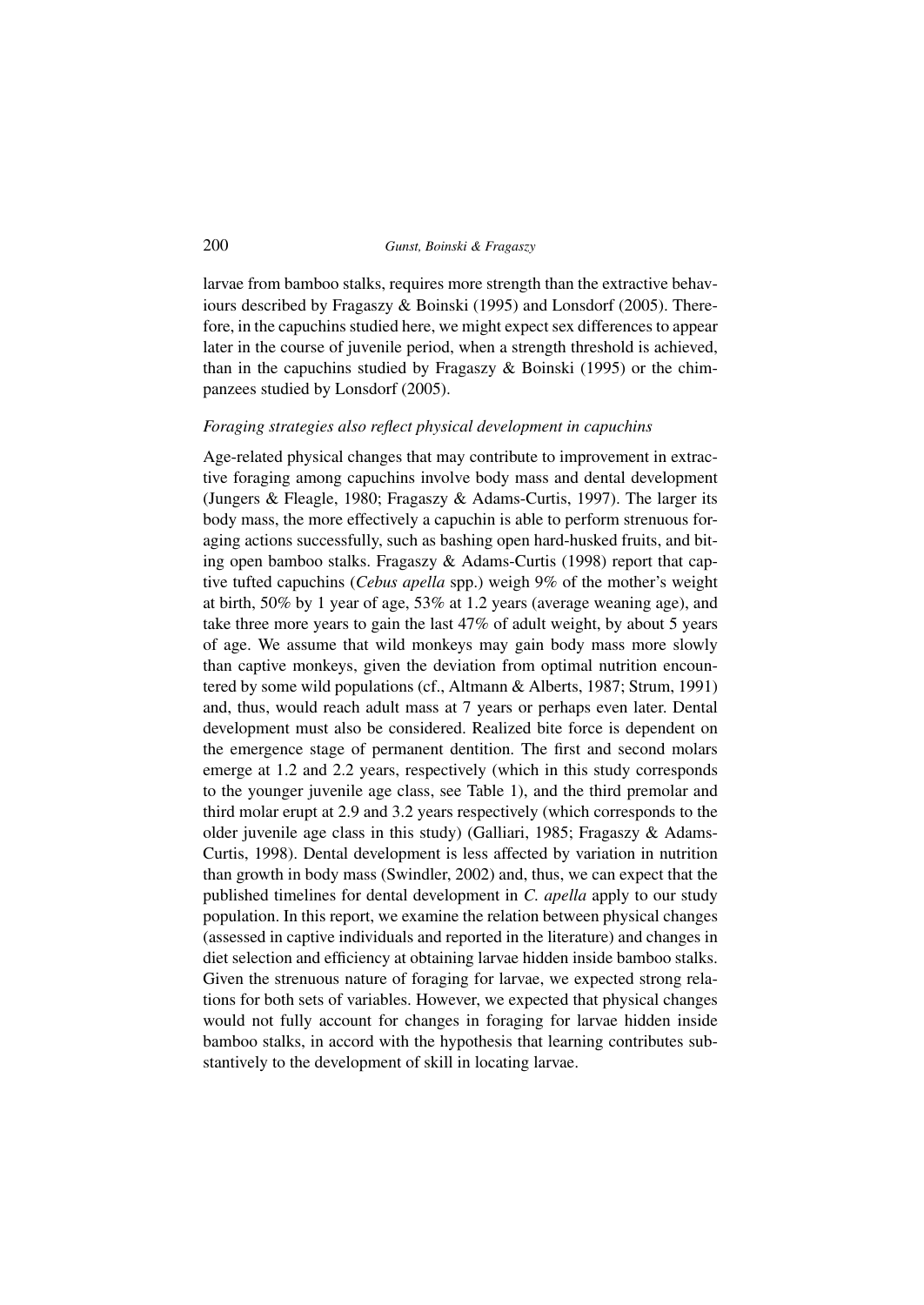larvae from bamboo stalks, requires more strength than the extractive behaviours described by Fragaszy & Boinski (1995) and Lonsdorf (2005). Therefore, in the capuchins studied here, we might expect sex differences to appear later in the course of juvenile period, when a strength threshold is achieved, than in the capuchins studied by Fragaszy & Boinski (1995) or the chimpanzees studied by Lonsdorf (2005).

*Foraging strategies also reflect physical development in capuchins*

Age-related physical changes that may contribute to improvement in extractive foraging among capuchins involve body mass and dental development (Jungers & Fleagle, 1980; Fragaszy & Adams-Curtis, 1997). The larger its body mass, the more effectively a capuchin is able to perform strenuous foraging actions successfully, such as bashing open hard-husked fruits, and biting open bamboo stalks. Fragaszy & Adams-Curtis (1998) report that captive tufted capuchins (*Cebus apella* spp.) weigh 9% of the mother's weight at birth, 50% by 1 year of age, 53% at 1.2 years (average weaning age), and take three more years to gain the last 47% of adult weight, by about 5 years of age. We assume that wild monkeys may gain body mass more slowly than captive monkeys, given the deviation from optimal nutrition encountered by some wild populations (cf., Altmann & Alberts, 1987; Strum, 1991) and, thus, would reach adult mass at 7 years or perhaps even later. Dental development must also be considered. Realized bite force is dependent on the emergence stage of permanent dentition. The first and second molars emerge at 1.2 and 2.2 years, respectively (which in this study corresponds to the younger juvenile age class, see Table 1), and the third premolar and third molar erupt at 2.9 and 3.2 years respectively (which corresponds to the older juvenile age class in this study) (Galliari, 1985; Fragaszy & Adams-Curtis, 1998). Dental development is less affected by variation in nutrition than growth in body mass (Swindler, 2002) and, thus, we can expect that the published timelines for dental development in *C. apella* apply to our study population. In this report, we examine the relation between physical changes (assessed in captive individuals and reported in the literature) and changes in diet selection and efficiency at obtaining larvae hidden inside bamboo stalks. Given the strenuous nature of foraging for larvae, we expected strong relations for both sets of variables. However, we expected that physical changes would not fully account for changes in foraging for larvae hidden inside bamboo stalks, in accord with the hypothesis that learning contributes substantively to the development of skill in locating larvae.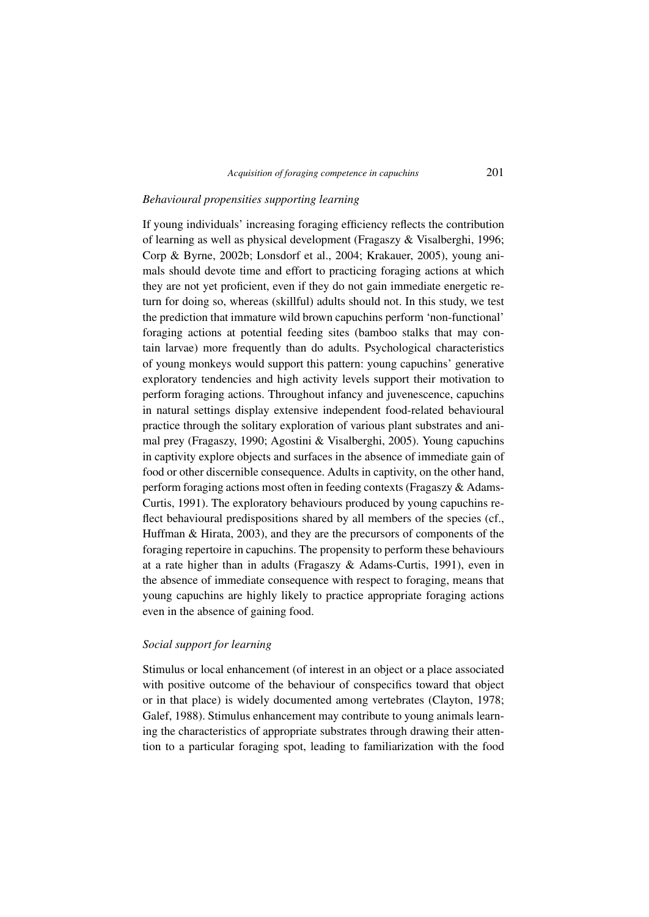*Behavioural propensities supporting learning*

If young individuals' increasing foraging efficiency reflects the contribution of learning as well as physical development (Fragaszy & Visalberghi, 1996; Corp & Byrne, 2002b; Lonsdorf et al., 2004; Krakauer, 2005), young animals should devote time and effort to practicing foraging actions at which they are not yet proficient, even if they do not gain immediate energetic return for doing so, whereas (skillful) adults should not. In this study, we test the prediction that immature wild brown capuchins perform 'non-functional' foraging actions at potential feeding sites (bamboo stalks that may contain larvae) more frequently than do adults. Psychological characteristics of young monkeys would support this pattern: young capuchins' generative exploratory tendencies and high activity levels support their motivation to perform foraging actions. Throughout infancy and juvenescence, capuchins in natural settings display extensive independent food-related behavioural practice through the solitary exploration of various plant substrates and animal prey (Fragaszy, 1990; Agostini & Visalberghi, 2005). Young capuchins in captivity explore objects and surfaces in the absence of immediate gain of food or other discernible consequence. Adults in captivity, on the other hand, perform foraging actions most often in feeding contexts (Fragaszy & Adams-Curtis, 1991). The exploratory behaviours produced by young capuchins reflect behavioural predispositions shared by all members of the species (cf., Huffman & Hirata, 2003), and they are the precursors of components of the foraging repertoire in capuchins. The propensity to perform these behaviours at a rate higher than in adults (Fragaszy & Adams-Curtis, 1991), even in the absence of immediate consequence with respect to foraging, means that young capuchins are highly likely to practice appropriate foraging actions even in the absence of gaining food.

*Social support for learning*

Stimulus or local enhancement (of interest in an object or a place associated with positive outcome of the behaviour of conspecifics toward that object or in that place) is widely documented among vertebrates (Clayton, 1978; Galef, 1988). Stimulus enhancement may contribute to young animals learning the characteristics of appropriate substrates through drawing their attention to a particular foraging spot, leading to familiarization with the food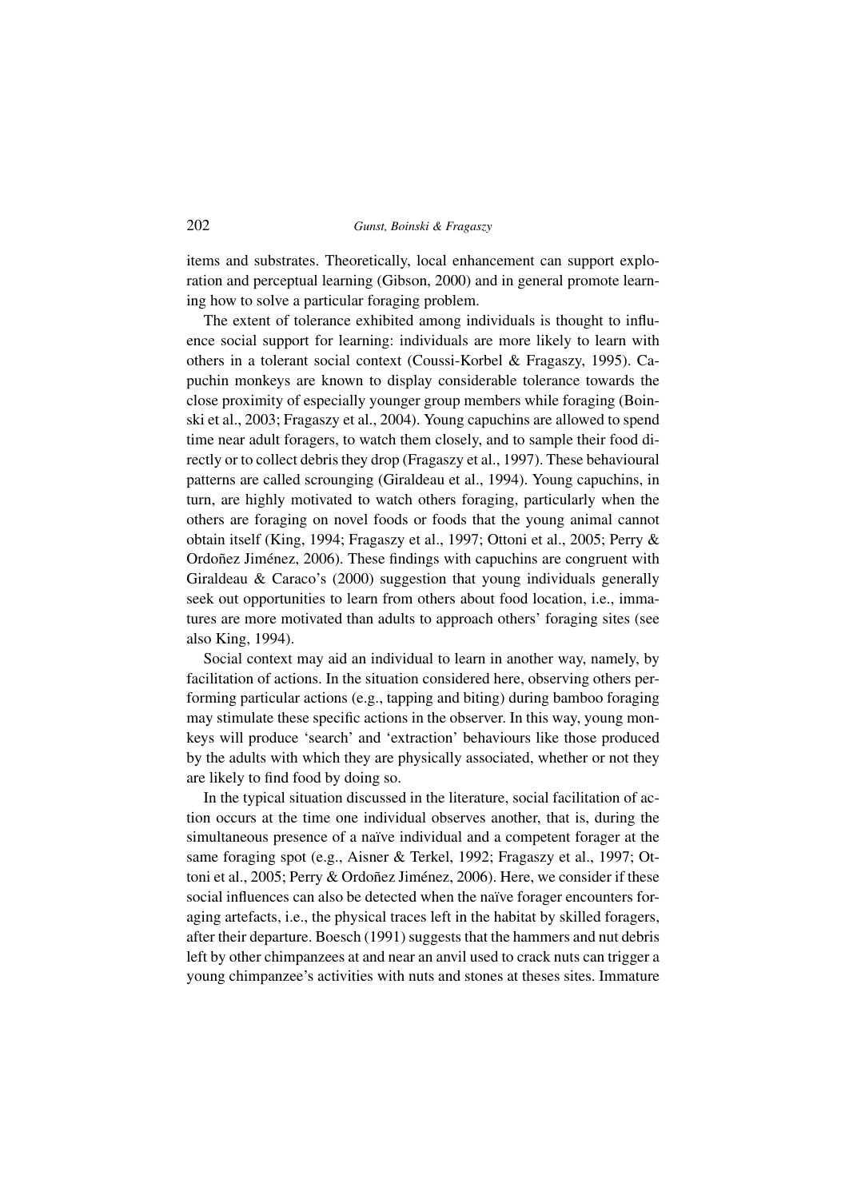items and substrates. Theoretically, local enhancement can support exploration and perceptual learning (Gibson, 2000) and in general promote learning how to solve a particular foraging problem.

The extent of tolerance exhibited among individuals is thought to influence social support for learning: individuals are more likely to learn with others in a tolerant social context (Coussi-Korbel & Fragaszy, 1995). Capuchin monkeys are known to display considerable tolerance towards the close proximity of especially younger group members while foraging (Boinski et al., 2003; Fragaszy et al., 2004). Young capuchins are allowed to spend time near adult foragers, to watch them closely, and to sample their food directly or to collect debris they drop (Fragaszy et al., 1997). These behavioural patterns are called scrounging (Giraldeau et al., 1994). Young capuchins, in turn, are highly motivated to watch others foraging, particularly when the others are foraging on novel foods or foods that the young animal cannot obtain itself (King, 1994; Fragaszy et al., 1997; Ottoni et al., 2005; Perry & Ordoñez Jiménez, 2006). These findings with capuchins are congruent with Giraldeau & Caraco's (2000) suggestion that young individuals generally seek out opportunities to learn from others about food location, i.e., immatures are more motivated than adults to approach others' foraging sites (see also King, 1994).

Social context may aid an individual to learn in another way, namely, by facilitation of actions. In the situation considered here, observing others performing particular actions (e.g., tapping and biting) during bamboo foraging may stimulate these specific actions in the observer. In this way, young monkeys will produce 'search' and 'extraction' behaviours like those produced by the adults with which they are physically associated, whether or not they are likely to find food by doing so.

In the typical situation discussed in the literature, social facilitation of action occurs at the time one individual observes another, that is, during the simultaneous presence of a naïve individual and a competent forager at the same foraging spot (e.g., Aisner & Terkel, 1992; Fragaszy et al., 1997; Ottoni et al., 2005; Perry & Ordoñez Jiménez, 2006). Here, we consider if these social influences can also be detected when the naïve forager encounters foraging artefacts, i.e., the physical traces left in the habitat by skilled foragers, after their departure. Boesch (1991) suggests that the hammers and nut debris left by other chimpanzees at and near an anvil used to crack nuts can trigger a young chimpanzee's activities with nuts and stones at theses sites. Immature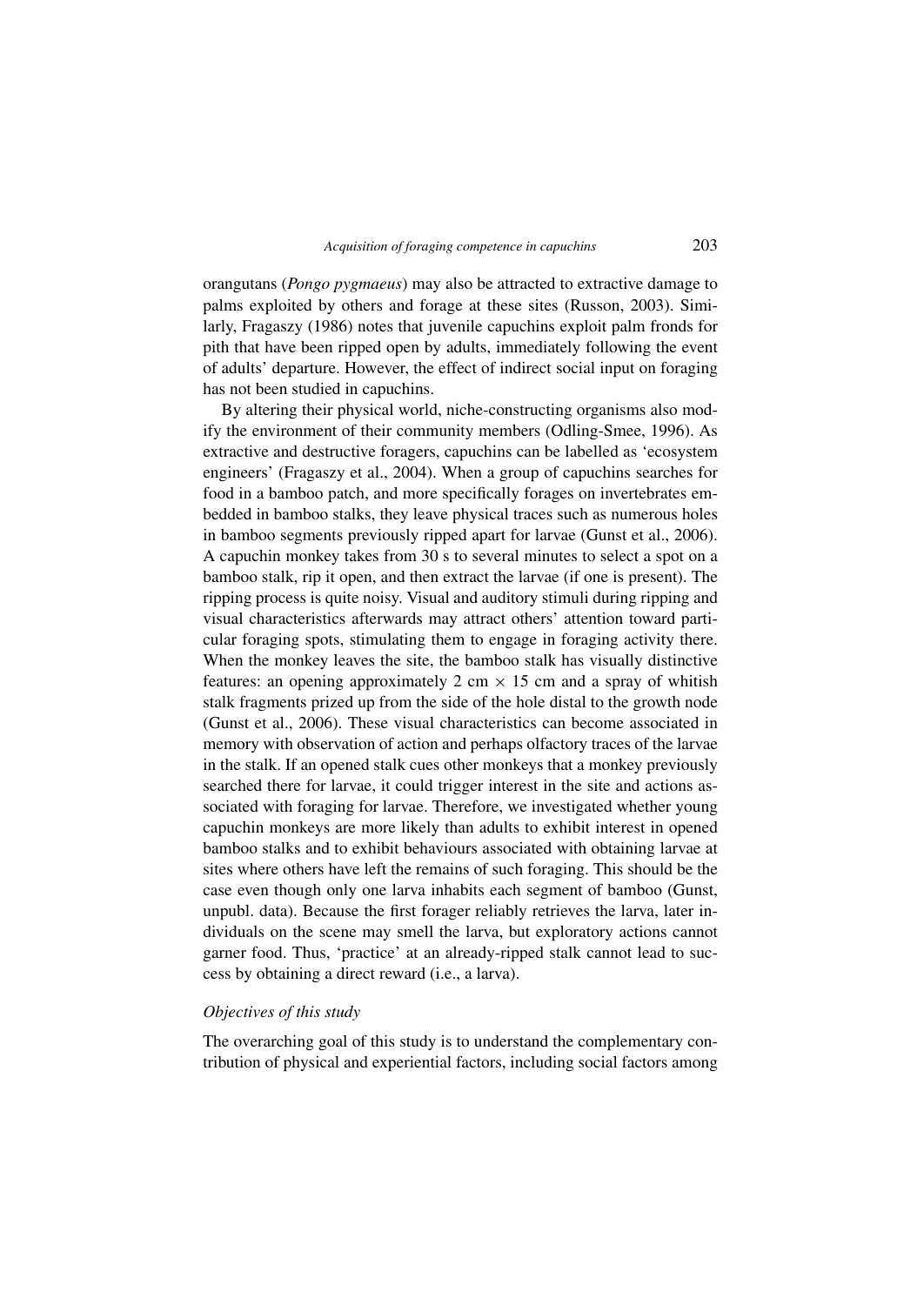orangutans (*Pongo pygmaeus*) may also be attracted to extractive damage to palms exploited by others and forage at these sites (Russon, 2003). Similarly, Fragaszy (1986) notes that juvenile capuchins exploit palm fronds for pith that have been ripped open by adults, immediately following the event of adults' departure. However, the effect of indirect social input on foraging has not been studied in capuchins.

By altering their physical world, niche-constructing organisms also modify the environment of their community members (Odling-Smee, 1996). As extractive and destructive foragers, capuchins can be labelled as 'ecosystem engineers' (Fragaszy et al., 2004). When a group of capuchins searches for food in a bamboo patch, and more specifically forages on invertebrates embedded in bamboo stalks, they leave physical traces such as numerous holes in bamboo segments previously ripped apart for larvae (Gunst et al., 2006). A capuchin monkey takes from 30 s to several minutes to select a spot on a bamboo stalk, rip it open, and then extract the larvae (if one is present). The ripping process is quite noisy. Visual and auditory stimuli during ripping and visual characteristics afterwards may attract others' attention toward particular foraging spots, stimulating them to engage in foraging activity there. When the monkey leaves the site, the bamboo stalk has visually distinctive features: an opening approximately 2 cm $\times$ 15 cm and a spray of whitish stalk fragments prized up from the side of the hole distal to the growth node (Gunst et al., 2006). These visual characteristics can become associated in memory with observation of action and perhaps olfactory traces of the larvae in the stalk. If an opened stalk cues other monkeys that a monkey previously searched there for larvae, it could trigger interest in the site and actions associated with foraging for larvae. Therefore, we investigated whether young capuchin monkeys are more likely than adults to exhibit interest in opened bamboo stalks and to exhibit behaviours associated with obtaining larvae at sites where others have left the remains of such foraging. This should be the case even though only one larva inhabits each segment of bamboo (Gunst, unpubl. data). Because the first forager reliably retrieves the larva, later individuals on the scene may smell the larva, but exploratory actions cannot garner food. Thus, 'practice' at an already-ripped stalk cannot lead to success by obtaining a direct reward (i.e., a larva).

### *Objectives of this study*

The overarching goal of this study is to understand the complementary contribution of physical and experiential factors, including social factors among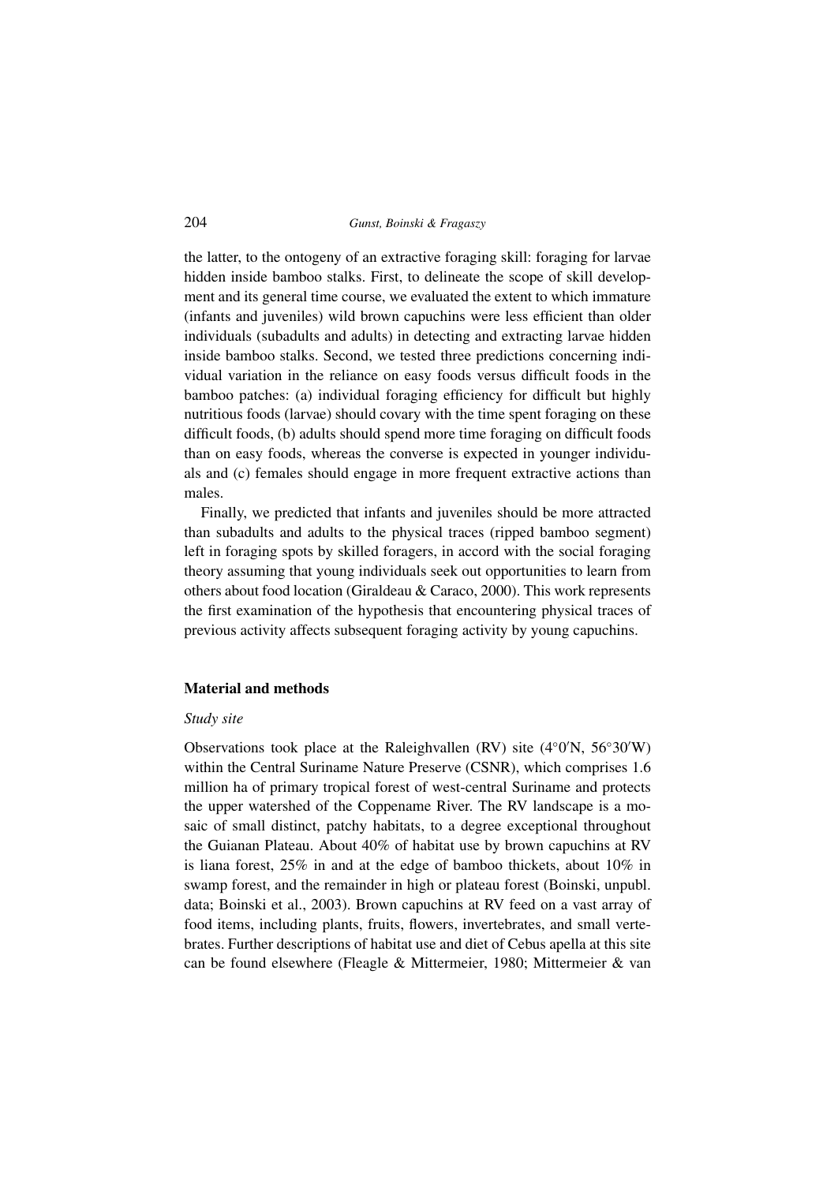the latter, to the ontogeny of an extractive foraging skill: foraging for larvae hidden inside bamboo stalks. First, to delineate the scope of skill development and its general time course, we evaluated the extent to which immature (infants and juveniles) wild brown capuchins were less efficient than older individuals (subadults and adults) in detecting and extracting larvae hidden inside bamboo stalks. Second, we tested three predictions concerning individual variation in the reliance on easy foods versus difficult foods in the bamboo patches: (a) individual foraging efficiency for difficult but highly nutritious foods (larvae) should covary with the time spent foraging on these difficult foods, (b) adults should spend more time foraging on difficult foods than on easy foods, whereas the converse is expected in younger individuals and (c) females should engage in more frequent extractive actions than males.

Finally, we predicted that infants and juveniles should be more attracted than subadults and adults to the physical traces (ripped bamboo segment) left in foraging spots by skilled foragers, in accord with the social foraging theory assuming that young individuals seek out opportunities to learn from others about food location (Giraldeau & Caraco, 2000). This work represents the first examination of the hypothesis that encountering physical traces of previous activity affects subsequent foraging activity by young capuchins.

## Material and methods

### *Study site*

Observations took place at the Raleighvallen (RV) site (4°0′N, 56°30′W) within the Central Suriname Nature Preserve (CSNR), which comprises 1.6 million ha of primary tropical forest of west-central Suriname and protects the upper watershed of the Coppename River. The RV landscape is a mosaic of small distinct, patchy habitats, to a degree exceptional throughout the Guianan Plateau. About 40% of habitat use by brown capuchins at RV is liana forest, 25% in and at the edge of bamboo thickets, about 10% in swamp forest, and the remainder in high or plateau forest (Boinski, unpubl. data; Boinski et al., 2003). Brown capuchins at RV feed on a vast array of food items, including plants, fruits, flowers, invertebrates, and small vertebrates. Further descriptions of habitat use and diet of Cebus apella at this site can be found elsewhere (Fleagle & Mittermeier, 1980; Mittermeier & van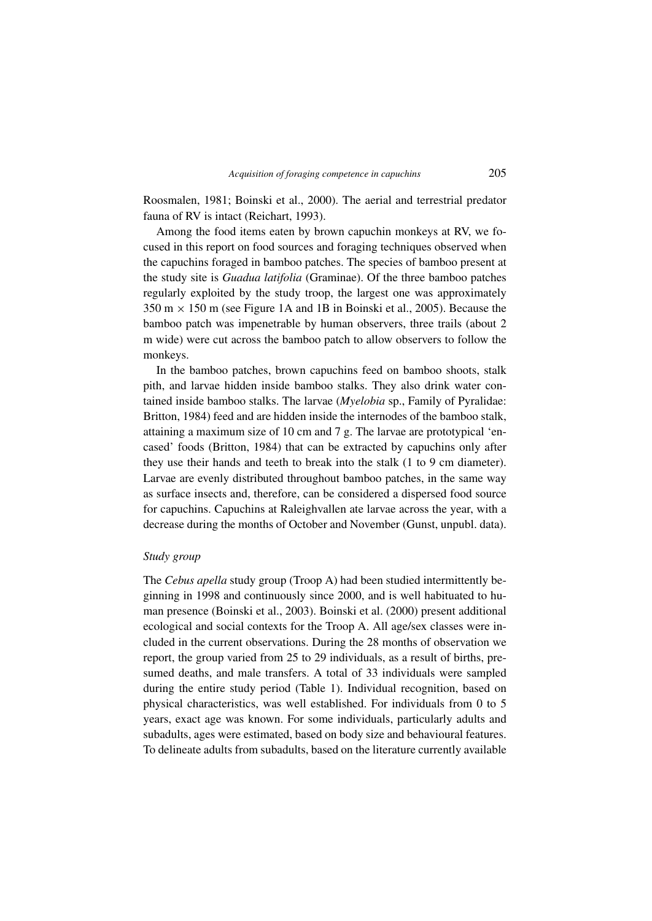Roosmalen, 1981; Boinski et al., 2000). The aerial and terrestrial predator fauna of RV is intact (Reichart, 1993).

Among the food items eaten by brown capuchin monkeys at RV, we focused in this report on food sources and foraging techniques observed when the capuchins foraged in bamboo patches. The species of bamboo present at the study site is *Guadua latifolia* (Graminae). Of the three bamboo patches regularly exploited by the study troop, the largest one was approximately 350 m $\times$ 150 m (see Figure 1A and 1B in Boinski et al., 2005). Because the bamboo patch was impenetrable by human observers, three trails (about 2 m wide) were cut across the bamboo patch to allow observers to follow the monkeys.

In the bamboo patches, brown capuchins feed on bamboo shoots, stalk pith, and larvae hidden inside bamboo stalks. They also drink water contained inside bamboo stalks. The larvae (*Myelobia* sp., Family of Pyralidae: Britton, 1984) feed and are hidden inside the internodes of the bamboo stalk, attaining a maximum size of 10 cm and 7 g. The larvae are prototypical 'encased' foods (Britton, 1984) that can be extracted by capuchins only after they use their hands and teeth to break into the stalk (1 to 9 cm diameter). Larvae are evenly distributed throughout bamboo patches, in the same way as surface insects and, therefore, can be considered a dispersed food source for capuchins. Capuchins at Raleighvallen ate larvae across the year, with a decrease during the months of October and November (Gunst, unpubl. data).

### *Study group*

The *Cebus apella* study group (Troop A) had been studied intermittently beginning in 1998 and continuously since 2000, and is well habituated to human presence (Boinski et al., 2003). Boinski et al. (2000) present additional ecological and social contexts for the Troop A. All age/sex classes were included in the current observations. During the 28 months of observation we report, the group varied from 25 to 29 individuals, as a result of births, presumed deaths, and male transfers. A total of 33 individuals were sampled during the entire study period (Table 1). Individual recognition, based on physical characteristics, was well established. For individuals from 0 to 5 years, exact age was known. For some individuals, particularly adults and subadults, ages were estimated, based on body size and behavioural features. To delineate adults from subadults, based on the literature currently available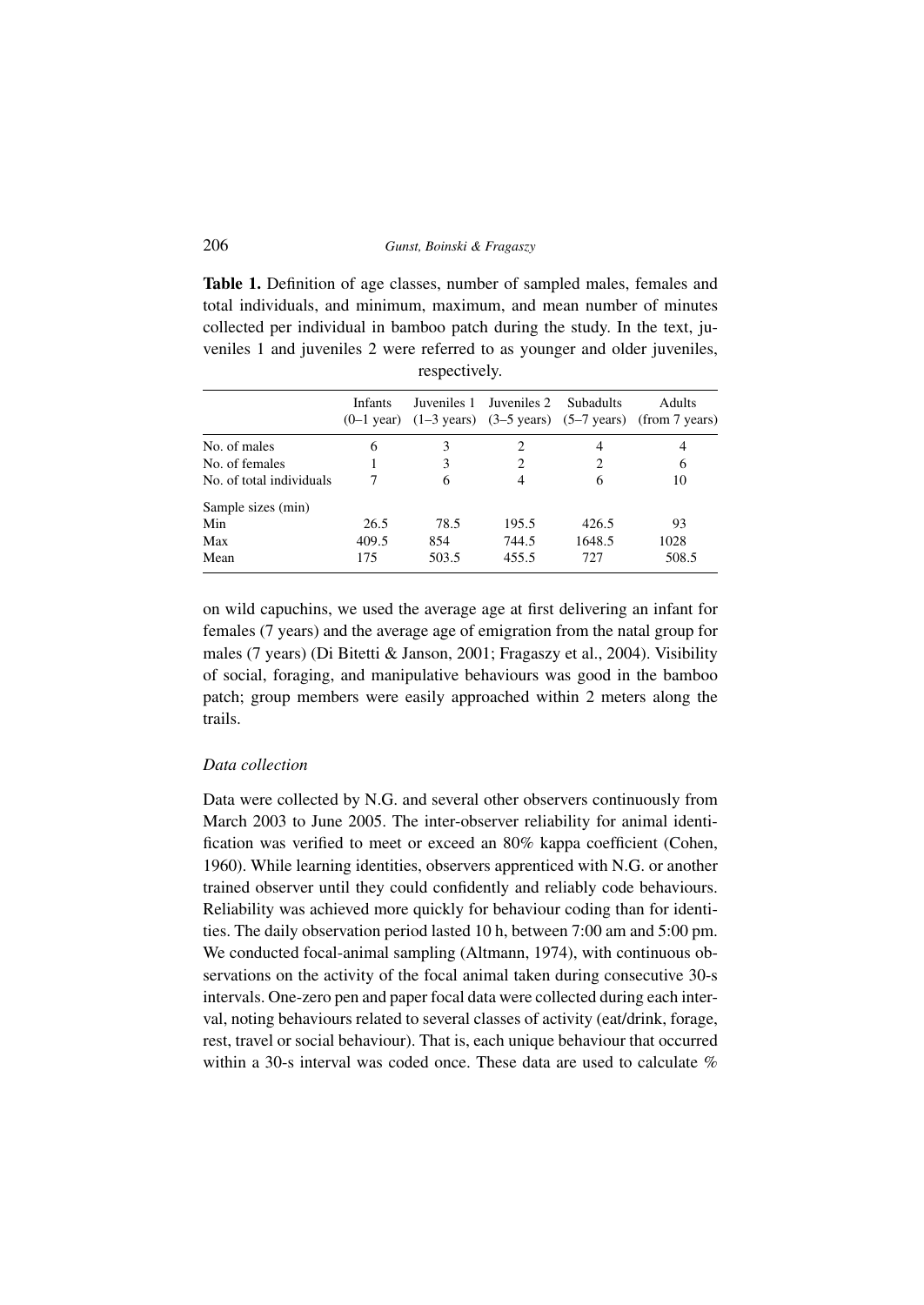**Table 1.** Definition of age classes, number of sampled males, females and total individuals, and minimum, maximum, and mean number of minutes collected per individual in bamboo patch during the study. In the text, juveniles 1 and juveniles 2 were referred to as younger and older juveniles, respectively.

| | Infants (0–1 year) | Juveniles 1 (1–3 years) | Juveniles 2 (3–5 years) | Subadults (5–7 years) | Adults (from 7 years) |
|---|---|---|---|---|---|
| No. of males | 6 | 3 | 2 | 4 | 4 |
| No. of females | 1 | 3 | 2 | 2 | 6 |
| No. of total individuals | 7 | 6 | 4 | 6 | 10 |
| Sample sizes (min) | | | | | |
| Min | 26.5 | 78.5 | 195.5 | 426.5 | 93 |
| Max | 409.5 | 854 | 744.5 | 1648.5 | 1028 |
| Mean | 175 | 503.5 | 455.5 | 727 | 508.5 |

on wild capuchins, we used the average age at first delivering an infant for females (7 years) and the average age of emigration from the natal group for males (7 years) (Di Bitetti & Janson, 2001; Fragaszy et al., 2004). Visibility of social, foraging, and manipulative behaviours was good in the bamboo patch; group members were easily approached within 2 meters along the trails.

### *Data collection*

Data were collected by N.G. and several other observers continuously from March 2003 to June 2005. The inter-observer reliability for animal identification was verified to meet or exceed an 80% kappa coefficient (Cohen, 1960). While learning identities, observers apprenticed with N.G. or another trained observer until they could confidently and reliably code behaviours. Reliability was achieved more quickly for behaviour coding than for identities. The daily observation period lasted 10 h, between 7:00 am and 5:00 pm. We conducted focal-animal sampling (Altmann, 1974), with continuous observations on the activity of the focal animal taken during consecutive 30-s intervals. One-zero pen and paper focal data were collected during each interval, noting behaviours related to several classes of activity (eat/drink, forage, rest, travel or social behaviour). That is, each unique behaviour that occurred within a 30-s interval was coded once. These data are used to calculate %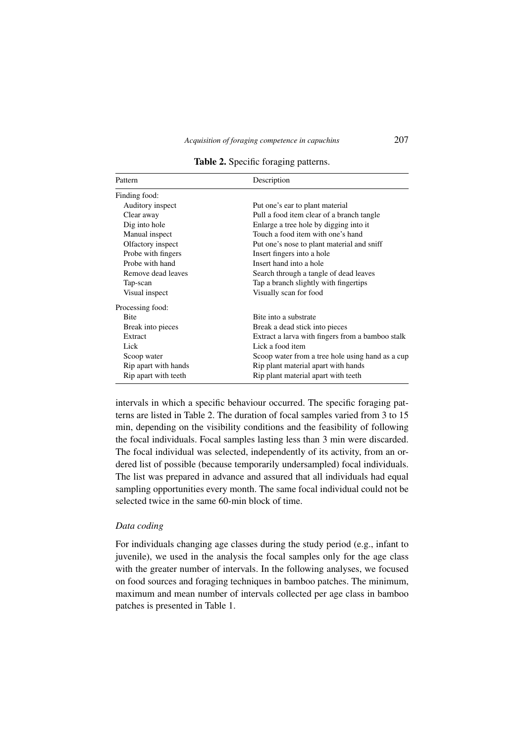**Table 2.** Specific foraging patterns.

| Pattern | Description |
|---|---|
| Finding food: | |
| Auditory inspect | Put one's ear to plant material |
| Clear away | Pull a food item clear of a branch tangle |
| Dig into hole | Enlarge a tree hole by digging into it |
| Manual inspect | Touch a food item with one's hand |
| Olfactory inspect | Put one's nose to plant material and sniff |
| Probe with fingers | Insert fingers into a hole |
| Probe with hand | Insert hand into a hole |
| Remove dead leaves | Search through a tangle of dead leaves |
| Tap-scan | Tap a branch slightly with fingertips |
| Visual inspect | Visually scan for food |
| Processing food: | |
| Bite | Bite into a substrate |
| Break into pieces | Break a dead stick into pieces |
| Extract | Extract a larva with fingers from a bamboo stalk |
| Lick | Lick a food item |
| Scoop water | Scoop water from a tree hole using hand as a cup |
| Rip apart with hands | Rip plant material apart with hands |
| Rip apart with teeth | Rip plant material apart with teeth |

intervals in which a specific behaviour occurred. The specific foraging patterns are listed in Table 2. The duration of focal samples varied from 3 to 15 min, depending on the visibility conditions and the feasibility of following the focal individuals. Focal samples lasting less than 3 min were discarded. The focal individual was selected, independently of its activity, from an ordered list of possible (because temporarily undersampled) focal individuals. The list was prepared in advance and assured that all individuals had equal sampling opportunities every month. The same focal individual could not be selected twice in the same 60-min block of time.

### *Data coding*

For individuals changing age classes during the study period (e.g., infant to juvenile), we used in the analysis the focal samples only for the age class with the greater number of intervals. In the following analyses, we focused on food sources and foraging techniques in bamboo patches. The minimum, maximum and mean number of intervals collected per age class in bamboo patches is presented in Table 1.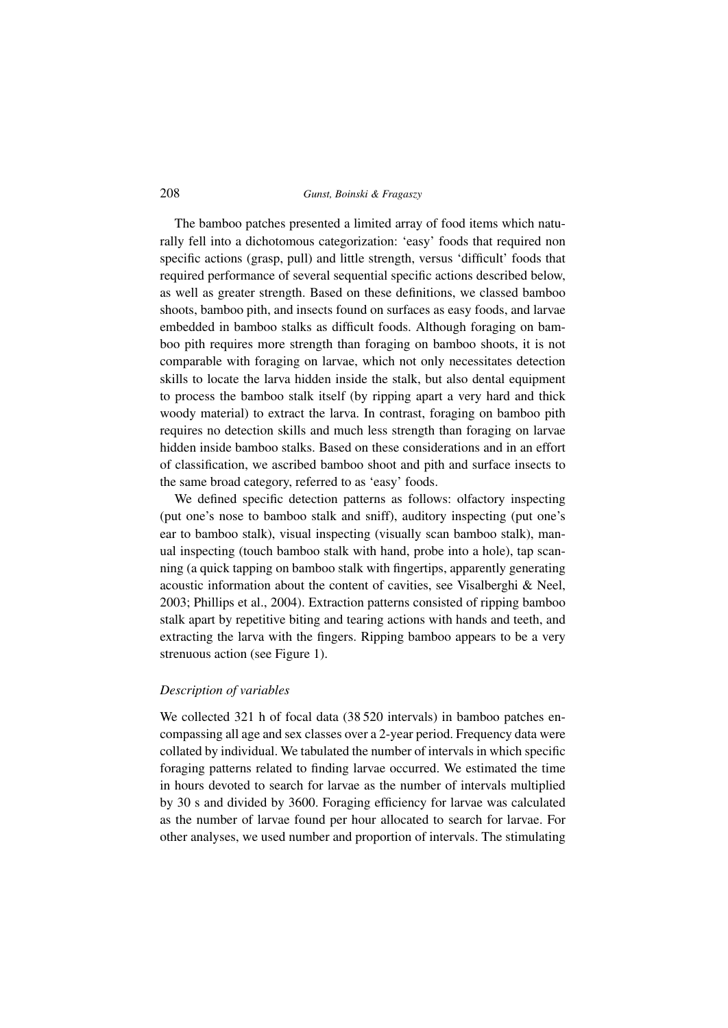The bamboo patches presented a limited array of food items which naturally fell into a dichotomous categorization: 'easy' foods that required non specific actions (grasp, pull) and little strength, versus 'difficult' foods that required performance of several sequential specific actions described below, as well as greater strength. Based on these definitions, we classed bamboo shoots, bamboo pith, and insects found on surfaces as easy foods, and larvae embedded in bamboo stalks as difficult foods. Although foraging on bamboo pith requires more strength than foraging on bamboo shoots, it is not comparable with foraging on larvae, which not only necessitates detection skills to locate the larva hidden inside the stalk, but also dental equipment to process the bamboo stalk itself (by ripping apart a very hard and thick woody material) to extract the larva. In contrast, foraging on bamboo pith requires no detection skills and much less strength than foraging on larvae hidden inside bamboo stalks. Based on these considerations and in an effort of classification, we ascribed bamboo shoot and pith and surface insects to the same broad category, referred to as 'easy' foods.

We defined specific detection patterns as follows: olfactory inspecting (put one's nose to bamboo stalk and sniff), auditory inspecting (put one's ear to bamboo stalk), visual inspecting (visually scan bamboo stalk), manual inspecting (touch bamboo stalk with hand, probe into a hole), tap scanning (a quick tapping on bamboo stalk with fingertips, apparently generating acoustic information about the content of cavities, see Visalberghi & Neel, 2003; Phillips et al., 2004). Extraction patterns consisted of ripping bamboo stalk apart by repetitive biting and tearing actions with hands and teeth, and extracting the larva with the fingers. Ripping bamboo appears to be a very strenuous action (see Figure 1).

### *Description of variables*

We collected 321 h of focal data (38 520 intervals) in bamboo patches encompassing all age and sex classes over a 2-year period. Frequency data were collated by individual. We tabulated the number of intervals in which specific foraging patterns related to finding larvae occurred. We estimated the time in hours devoted to search for larvae as the number of intervals multiplied by 30 s and divided by 3600. Foraging efficiency for larvae was calculated as the number of larvae found per hour allocated to search for larvae. For other analyses, we used number and proportion of intervals. The stimulating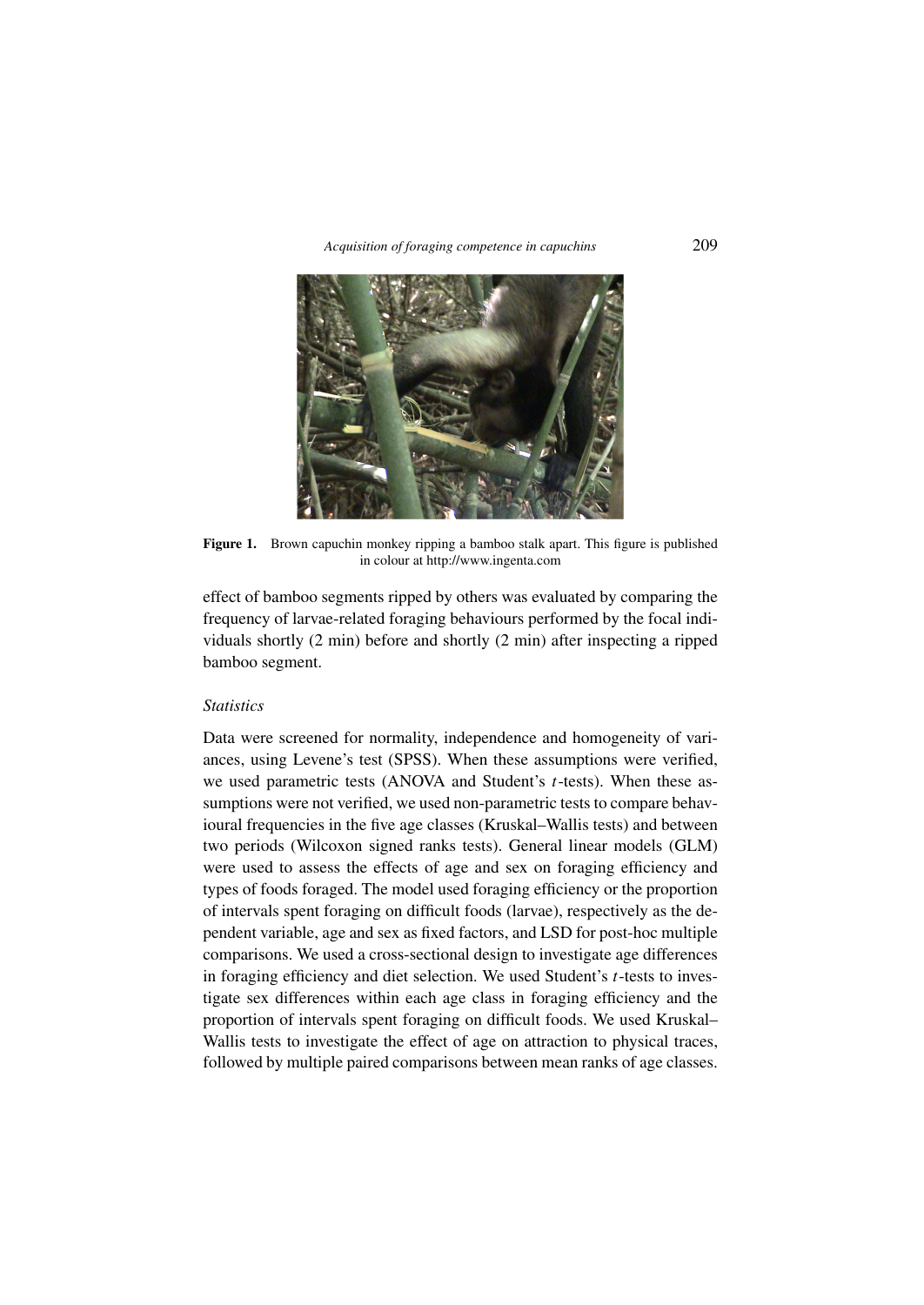**Figure 1.** Brown capuchin monkey ripping a bamboo stalk apart. This figure is published in colour at http://www.ingenta.com

effect of bamboo segments ripped by others was evaluated by comparing the frequency of larvae-related foraging behaviours performed by the focal individuals shortly (2 min) before and shortly (2 min) after inspecting a ripped bamboo segment.

### *Statistics*

Data were screened for normality, independence and homogeneity of variances, using Levene's test (SPSS). When these assumptions were verified, we used parametric tests (ANOVA and Student's $t$-tests). When these assumptions were not verified, we used non-parametric tests to compare behavioural frequencies in the five age classes (Kruskal–Wallis tests) and between two periods (Wilcoxon signed ranks tests). General linear models (GLM) were used to assess the effects of age and sex on foraging efficiency and types of foods foraged. The model used foraging efficiency or the proportion of intervals spent foraging on difficult foods (larvae), respectively as the dependent variable, age and sex as fixed factors, and LSD for post-hoc multiple comparisons. We used a cross-sectional design to investigate age differences in foraging efficiency and diet selection. We used Student's $t$-tests to investigate sex differences within each age class in foraging efficiency and the proportion of intervals spent foraging on difficult foods. We used Kruskal–Wallis tests to investigate the effect of age on attraction to physical traces, followed by multiple paired comparisons between mean ranks of age classes.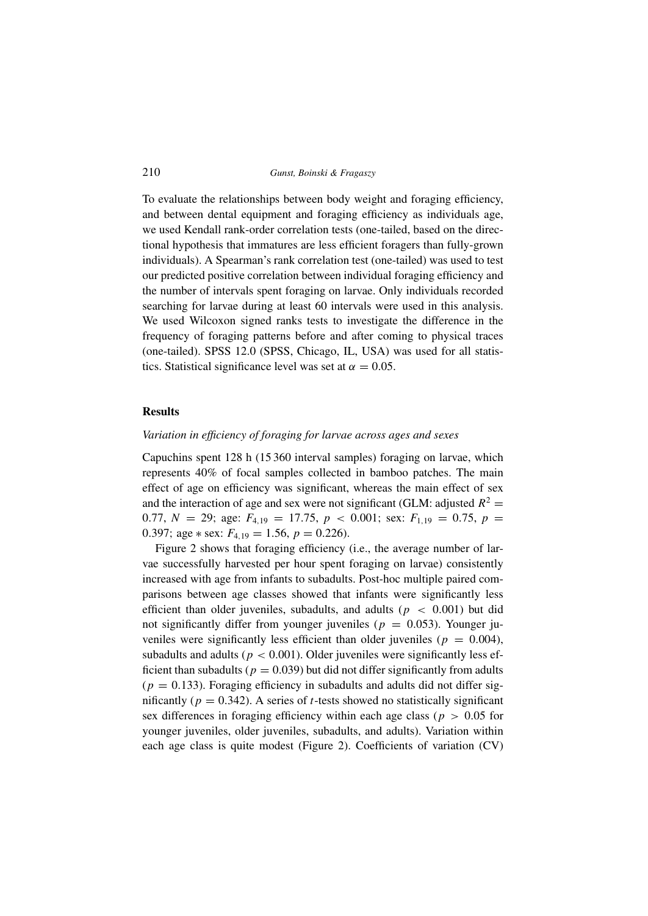To evaluate the relationships between body weight and foraging efficiency, and between dental equipment and foraging efficiency as individuals age, we used Kendall rank-order correlation tests (one-tailed, based on the directional hypothesis that immatures are less efficient foragers than fully-grown individuals). A Spearman's rank correlation test (one-tailed) was used to test our predicted positive correlation between individual foraging efficiency and the number of intervals spent foraging on larvae. Only individuals recorded searching for larvae during at least 60 intervals were used in this analysis. We used Wilcoxon signed ranks tests to investigate the difference in the frequency of foraging patterns before and after coming to physical traces (one-tailed). SPSS 12.0 (SPSS, Chicago, IL, USA) was used for all statistics. Statistical significance level was set at $\alpha = 0.05$.

## Results

### *Variation in efficiency of foraging for larvae across ages and sexes*

Capuchins spent 128 h (15 360 interval samples) foraging on larvae, which represents 40% of focal samples collected in bamboo patches. The main effect of age on efficiency was significant, whereas the main effect of sex and the interaction of age and sex were not significant (GLM: adjusted $R^2 = 0.77$, $N = 29$; age: $F_{4,19} = 17.75$, $p < 0.001$; sex: $F_{1,19} = 0.75$, $p = 0.397$; age * sex: $F_{4,19} = 1.56$, $p = 0.226$).

Figure 2 shows that foraging efficiency (i.e., the average number of larvae successfully harvested per hour spent foraging on larvae) consistently increased with age from infants to subadults. Post-hoc multiple paired comparisons between age classes showed that infants were significantly less efficient than older juveniles, subadults, and adults ($p < 0.001$) but did not significantly differ from younger juveniles ($p = 0.053$). Younger juveniles were significantly less efficient than older juveniles ($p = 0.004$), subadults and adults ($p < 0.001$). Older juveniles were significantly less efficient than subadults ($p = 0.039$) but did not differ significantly from adults ($p = 0.133$). Foraging efficiency in subadults and adults did not differ significantly ($p = 0.342$). A series of $t$-tests showed no statistically significant sex differences in foraging efficiency within each age class ($p > 0.05$ for younger juveniles, older juveniles, subadults, and adults). Variation within each age class is quite modest (Figure 2). Coefficients of variation (CV)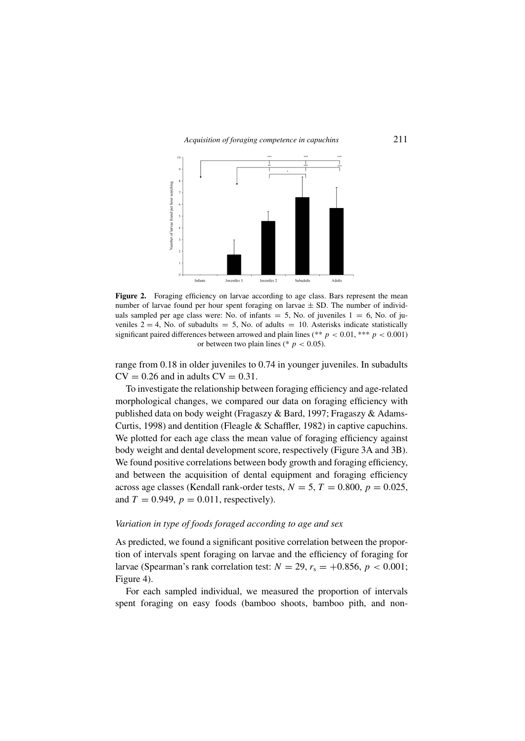**Figure 2.** Foraging efficiency on larvae according to age class. Bars represent the mean number of larvae found per hour spent foraging on larvae ± SD. The number of individuals sampled per age class were: No. of infants = 5, No. of juveniles 1 = 6, No. of juveniles 2 = 4, No. of subadults = 5, No. of adults = 10. Asterisks indicate statistically significant paired differences between arrowed and plain lines (** $p < 0.01$, *** $p < 0.001$) or between two plain lines (* $p < 0.05$).

range from 0.18 in older juveniles to 0.74 in younger juveniles. In subadults CV = 0.26 and in adults CV = 0.31.

To investigate the relationship between foraging efficiency and age-related morphological changes, we compared our data on foraging efficiency with published data on body weight (Fragaszy & Bard, 1997; Fragaszy & Adams-Curtis, 1998) and dentition (Fleagle & Schaffler, 1982) in captive capuchins. We plotted for each age class the mean value of foraging efficiency against body weight and dental development score, respectively (Figure 3A and 3B). We found positive correlations between body growth and foraging efficiency, and between the acquisition of dental equipment and foraging efficiency across age classes (Kendall rank-order tests, $N = 5$, $T = 0.800$, $p = 0.025$, and $T = 0.949$, $p = 0.011$, respectively).

### *Variation in type of foods foraged according to age and sex*

As predicted, we found a significant positive correlation between the proportion of intervals spent foraging on larvae and the efficiency of foraging for larvae (Spearman's rank correlation test: $N = 29$, $r_s = +0.856$, $p < 0.001$; Figure 4).

For each sampled individual, we measured the proportion of intervals spent foraging on easy foods (bamboo shoots, bamboo pith, and non-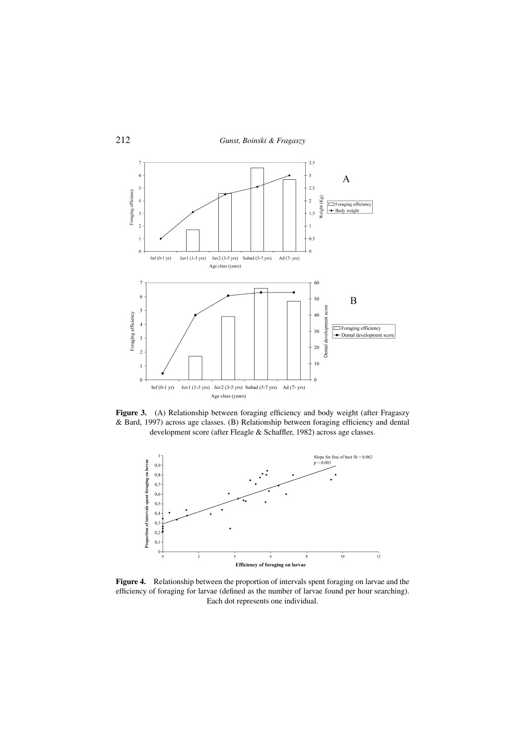**Figure 3.** (A) Relationship between foraging efficiency and body weight (after Fragaszy & Bard, 1997) across age classes. (B) Relationship between foraging efficiency and dental development score (after Fleagle & Schaffler, 1982) across age classes.

**Figure 4.** Relationship between the proportion of intervals spent foraging on larvae and the efficiency of foraging for larvae (defined as the number of larvae found per hour searching). Each dot represents one individual.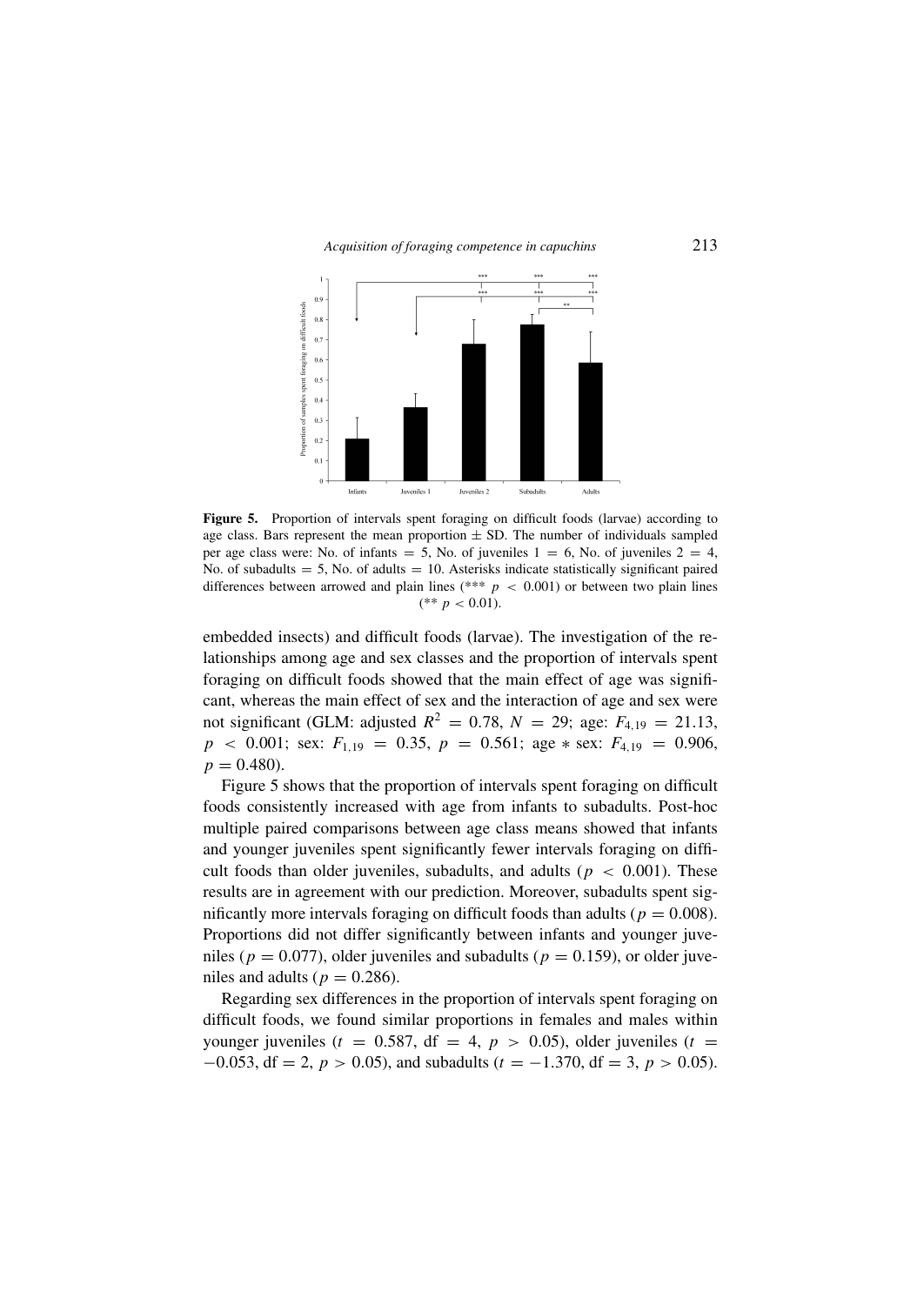**Figure 5.** Proportion of intervals spent foraging on difficult foods (larvae) according to age class. Bars represent the mean proportion ± SD. The number of individuals sampled per age class were: No. of infants = 5, No. of juveniles 1 = 6, No. of juveniles 2 = 4, No. of subadults = 5, No. of adults = 10. Asterisks indicate statistically significant paired differences between arrowed and plain lines (*** $p < 0.001$) or between two plain lines (** $p < 0.01$).

embedded insects) and difficult foods (larvae). The investigation of the relationships among age and sex classes and the proportion of intervals spent foraging on difficult foods showed that the main effect of age was significant, whereas the main effect of sex and the interaction of age and sex were not significant (GLM: adjusted $R^2 = 0.78$, $N = 29$; age: $F_{4,19} = 21.13$, $p < 0.001$; sex: $F_{1,19} = 0.35$, $p = 0.561$; age * sex: $F_{4,19} = 0.906$, $p = 0.480$).

Figure 5 shows that the proportion of intervals spent foraging on difficult foods consistently increased with age from infants to subadults. Post-hoc multiple paired comparisons between age class means showed that infants and younger juveniles spent significantly fewer intervals foraging on difficult foods than older juveniles, subadults, and adults ($p < 0.001$). These results are in agreement with our prediction. Moreover, subadults spent significantly more intervals foraging on difficult foods than adults ($p = 0.008$). Proportions did not differ significantly between infants and younger juveniles ($p = 0.077$), older juveniles and subadults ($p = 0.159$), or older juveniles and adults ($p = 0.286$).

Regarding sex differences in the proportion of intervals spent foraging on difficult foods, we found similar proportions in females and males within younger juveniles ($t = 0.587$, df = 4, $p > 0.05$), older juveniles ($t = -0.053$, df = 2, $p > 0.05$), and subadults ($t = -1.370$, df = 3, $p > 0.05$).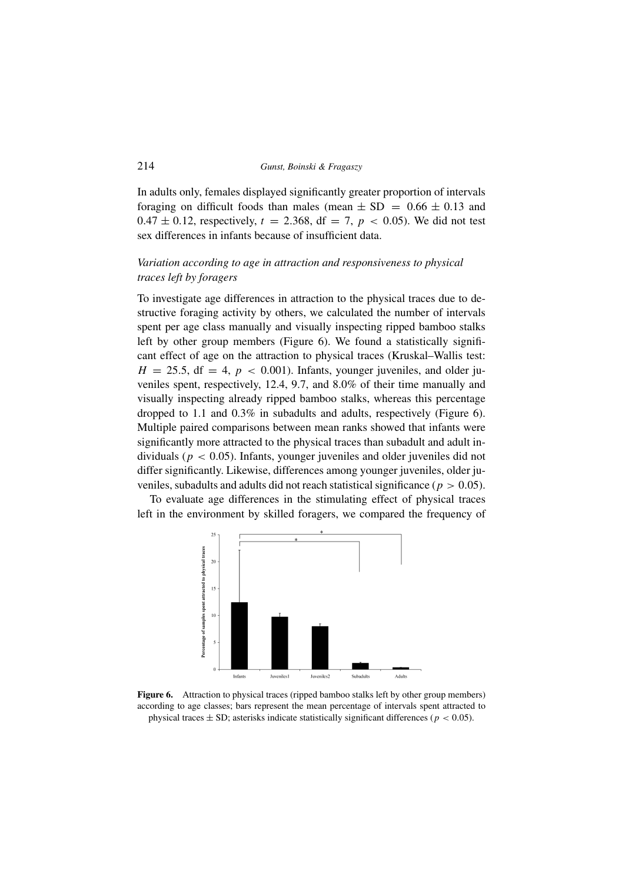In adults only, females displayed significantly greater proportion of intervals foraging on difficult foods than males (mean $\pm$ SD $= 0.66 \pm 0.13$ and $0.47 \pm 0.12$, respectively, $t = 2.368$, df $= 7$, $p < 0.05$). We did not test sex differences in infants because of insufficient data.

### *Variation according to age in attraction and responsiveness to physical traces left by foragers*

To investigate age differences in attraction to the physical traces due to destructive foraging activity by others, we calculated the number of intervals spent per age class manually and visually inspecting ripped bamboo stalks left by other group members (Figure 6). We found a statistically significant effect of age on the attraction to physical traces (Kruskal–Wallis test: $H = 25.5$, df $= 4$, $p < 0.001$). Infants, younger juveniles, and older juveniles spent, respectively, 12.4, 9.7, and 8.0% of their time manually and visually inspecting already ripped bamboo stalks, whereas this percentage dropped to 1.1 and 0.3% in subadults and adults, respectively (Figure 6). Multiple paired comparisons between mean ranks showed that infants were significantly more attracted to the physical traces than subadult and adult individuals ($p < 0.05$). Infants, younger juveniles and older juveniles did not differ significantly. Likewise, differences among younger juveniles, older juveniles, subadults and adults did not reach statistical significance ($p > 0.05$).

To evaluate age differences in the stimulating effect of physical traces left in the environment by skilled foragers, we compared the frequency of

**Figure 6.** Attraction to physical traces (ripped bamboo stalks left by other group members) according to age classes; bars represent the mean percentage of intervals spent attracted to physical traces $\pm$ SD; asterisks indicate statistically significant differences ($p < 0.05$).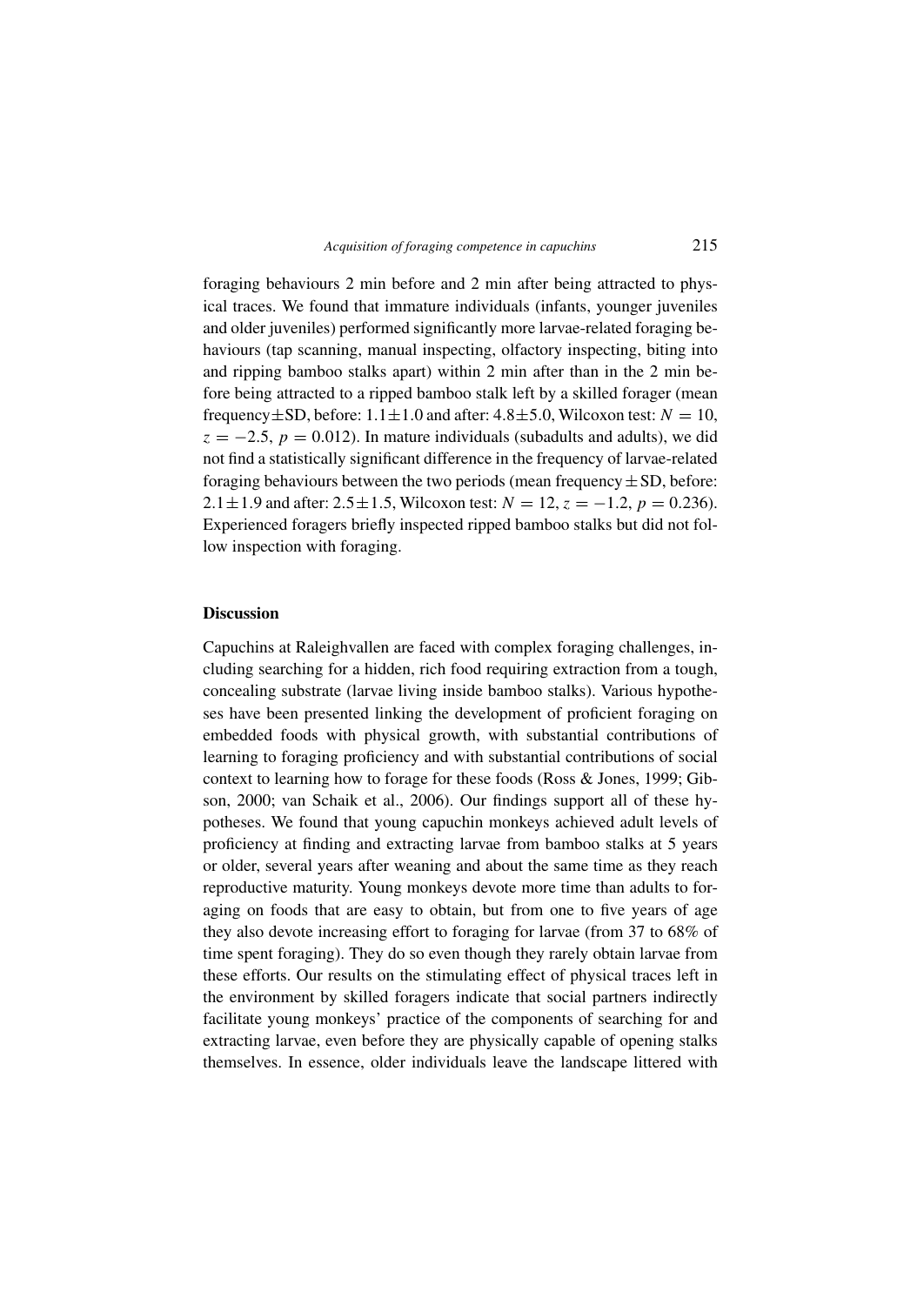foraging behaviours 2 min before and 2 min after being attracted to physical traces. We found that immature individuals (infants, younger juveniles and older juveniles) performed significantly more larvae-related foraging behaviours (tap scanning, manual inspecting, olfactory inspecting, biting into and ripping bamboo stalks apart) within 2 min after than in the 2 min before being attracted to a ripped bamboo stalk left by a skilled forager (mean frequency±SD, before: $1.1 \pm 1.0$ and after: $4.8 \pm 5.0$, Wilcoxon test: $N = 10$, $z = -2.5$, $p = 0.012$). In mature individuals (subadults and adults), we did not find a statistically significant difference in the frequency of larvae-related foraging behaviours between the two periods (mean frequency ± SD, before: $2.1 \pm 1.9$ and after: $2.5 \pm 1.5$, Wilcoxon test: $N = 12$, $z = -1.2$, $p = 0.236$). Experienced foragers briefly inspected ripped bamboo stalks but did not follow inspection with foraging.

## Discussion

Capuchins at Raleighvallen are faced with complex foraging challenges, including searching for a hidden, rich food requiring extraction from a tough, concealing substrate (larvae living inside bamboo stalks). Various hypotheses have been presented linking the development of proficient foraging on embedded foods with physical growth, with substantial contributions of learning to foraging proficiency and with substantial contributions of social context to learning how to forage for these foods (Ross & Jones, 1999; Gibson, 2000; van Schaik et al., 2006). Our findings support all of these hypotheses. We found that young capuchin monkeys achieved adult levels of proficiency at finding and extracting larvae from bamboo stalks at 5 years or older, several years after weaning and about the same time as they reach reproductive maturity. Young monkeys devote more time than adults to foraging on foods that are easy to obtain, but from one to five years of age they also devote increasing effort to foraging for larvae (from 37 to 68% of time spent foraging). They do so even though they rarely obtain larvae from these efforts. Our results on the stimulating effect of physical traces left in the environment by skilled foragers indicate that social partners indirectly facilitate young monkeys' practice of the components of searching for and extracting larvae, even before they are physically capable of opening stalks themselves. In essence, older individuals leave the landscape littered with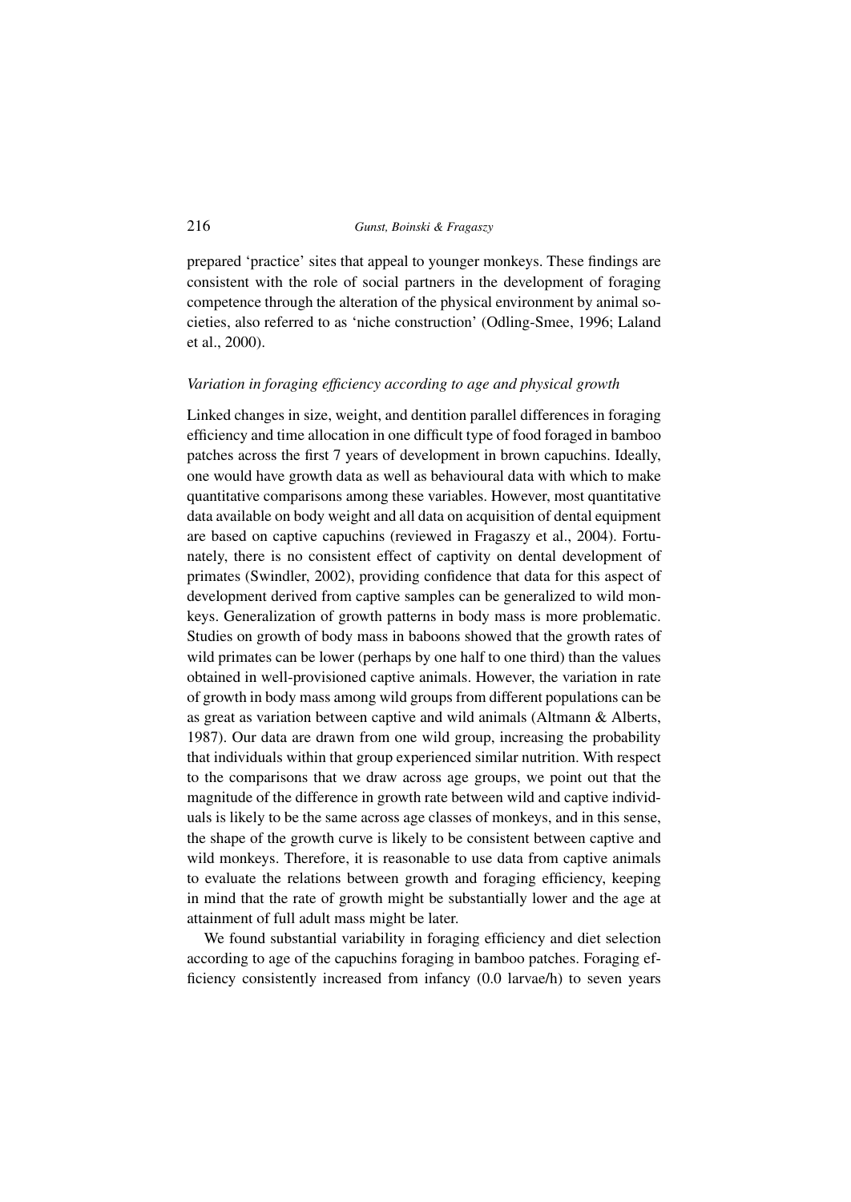prepared 'practice' sites that appeal to younger monkeys. These findings are consistent with the role of social partners in the development of foraging competence through the alteration of the physical environment by animal societies, also referred to as 'niche construction' (Odling-Smee, 1996; Laland et al., 2000).

### *Variation in foraging efficiency according to age and physical growth*

Linked changes in size, weight, and dentition parallel differences in foraging efficiency and time allocation in one difficult type of food foraged in bamboo patches across the first 7 years of development in brown capuchins. Ideally, one would have growth data as well as behavioural data with which to make quantitative comparisons among these variables. However, most quantitative data available on body weight and all data on acquisition of dental equipment are based on captive capuchins (reviewed in Fragaszy et al., 2004). Fortunately, there is no consistent effect of captivity on dental development of primates (Swindler, 2002), providing confidence that data for this aspect of development derived from captive samples can be generalized to wild monkeys. Generalization of growth patterns in body mass is more problematic. Studies on growth of body mass in baboons showed that the growth rates of wild primates can be lower (perhaps by one half to one third) than the values obtained in well-provisioned captive animals. However, the variation in rate of growth in body mass among wild groups from different populations can be as great as variation between captive and wild animals (Altmann & Alberts, 1987). Our data are drawn from one wild group, increasing the probability that individuals within that group experienced similar nutrition. With respect to the comparisons that we draw across age groups, we point out that the magnitude of the difference in growth rate between wild and captive individuals is likely to be the same across age classes of monkeys, and in this sense, the shape of the growth curve is likely to be consistent between captive and wild monkeys. Therefore, it is reasonable to use data from captive animals to evaluate the relations between growth and foraging efficiency, keeping in mind that the rate of growth might be substantially lower and the age at attainment of full adult mass might be later.

We found substantial variability in foraging efficiency and diet selection according to age of the capuchins foraging in bamboo patches. Foraging efficiency consistently increased from infancy (0.0 larvae/h) to seven years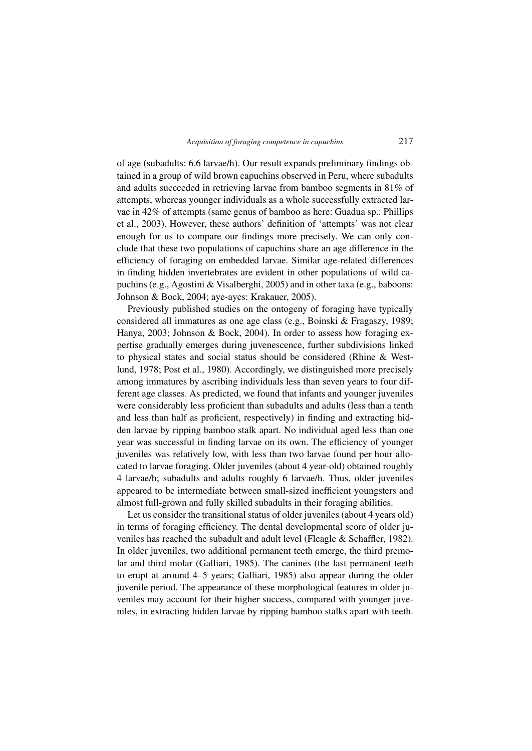of age (subadults: 6.6 larvae/h). Our result expands preliminary findings obtained in a group of wild brown capuchins observed in Peru, where subadults and adults succeeded in retrieving larvae from bamboo segments in 81% of attempts, whereas younger individuals as a whole successfully extracted larvae in 42% of attempts (same genus of bamboo as here: Guadua sp.: Phillips et al., 2003). However, these authors' definition of 'attempts' was not clear enough for us to compare our findings more precisely. We can only conclude that these two populations of capuchins share an age difference in the efficiency of foraging on embedded larvae. Similar age-related differences in finding hidden invertebrates are evident in other populations of wild capuchins (e.g., Agostini & Visalberghi, 2005) and in other taxa (e.g., baboons: Johnson & Bock, 2004; aye-ayes: Krakauer, 2005).

Previously published studies on the ontogeny of foraging have typically considered all immatures as one age class (e.g., Boinski & Fragaszy, 1989; Hanya, 2003; Johnson & Bock, 2004). In order to assess how foraging expertise gradually emerges during juvenescence, further subdivisions linked to physical states and social status should be considered (Rhine & Westlund, 1978; Post et al., 1980). Accordingly, we distinguished more precisely among immatures by ascribing individuals less than seven years to four different age classes. As predicted, we found that infants and younger juveniles were considerably less proficient than subadults and adults (less than a tenth and less than half as proficient, respectively) in finding and extracting hidden larvae by ripping bamboo stalk apart. No individual aged less than one year was successful in finding larvae on its own. The efficiency of younger juveniles was relatively low, with less than two larvae found per hour allocated to larvae foraging. Older juveniles (about 4 year-old) obtained roughly 4 larvae/h; subadults and adults roughly 6 larvae/h. Thus, older juveniles appeared to be intermediate between small-sized inefficient youngsters and almost full-grown and fully skilled subadults in their foraging abilities.

Let us consider the transitional status of older juveniles (about 4 years old) in terms of foraging efficiency. The dental developmental score of older juveniles has reached the subadult and adult level (Fleagle & Schaffler, 1982). In older juveniles, two additional permanent teeth emerge, the third premolar and third molar (Galliari, 1985). The canines (the last permanent teeth to erupt at around 4–5 years; Galliari, 1985) also appear during the older juvenile period. The appearance of these morphological features in older juveniles may account for their higher success, compared with younger juveniles, in extracting hidden larvae by ripping bamboo stalks apart with teeth.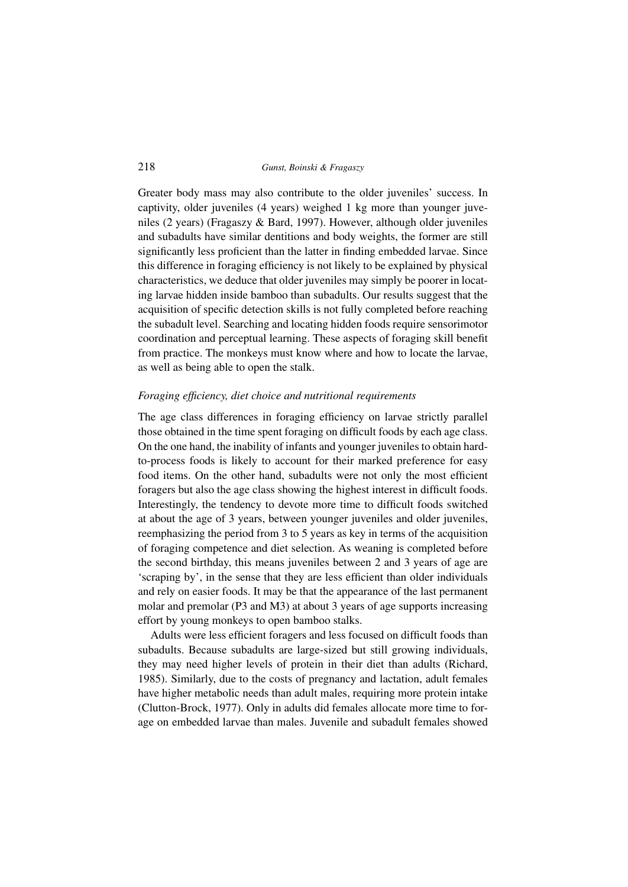Greater body mass may also contribute to the older juveniles' success. In captivity, older juveniles (4 years) weighed 1 kg more than younger juveniles (2 years) (Fragaszy & Bard, 1997). However, although older juveniles and subadults have similar dentitions and body weights, the former are still significantly less proficient than the latter in finding embedded larvae. Since this difference in foraging efficiency is not likely to be explained by physical characteristics, we deduce that older juveniles may simply be poorer in locating larvae hidden inside bamboo than subadults. Our results suggest that the acquisition of specific detection skills is not fully completed before reaching the subadult level. Searching and locating hidden foods require sensorimotor coordination and perceptual learning. These aspects of foraging skill benefit from practice. The monkeys must know where and how to locate the larvae, as well as being able to open the stalk.

*Foraging efficiency, diet choice and nutritional requirements*

The age class differences in foraging efficiency on larvae strictly parallel those obtained in the time spent foraging on difficult foods by each age class. On the one hand, the inability of infants and younger juveniles to obtain hard-to-process foods is likely to account for their marked preference for easy food items. On the other hand, subadults were not only the most efficient foragers but also the age class showing the highest interest in difficult foods. Interestingly, the tendency to devote more time to difficult foods switched at about the age of 3 years, between younger juveniles and older juveniles, reemphasizing the period from 3 to 5 years as key in terms of the acquisition of foraging competence and diet selection. As weaning is completed before the second birthday, this means juveniles between 2 and 3 years of age are 'scraping by', in the sense that they are less efficient than older individuals and rely on easier foods. It may be that the appearance of the last permanent molar and premolar (P3 and M3) at about 3 years of age supports increasing effort by young monkeys to open bamboo stalks.

Adults were less efficient foragers and less focused on difficult foods than subadults. Because subadults are large-sized but still growing individuals, they may need higher levels of protein in their diet than adults (Richard, 1985). Similarly, due to the costs of pregnancy and lactation, adult females have higher metabolic needs than adult males, requiring more protein intake (Clutton-Brock, 1977). Only in adults did females allocate more time to forage on embedded larvae than males. Juvenile and subadult females showed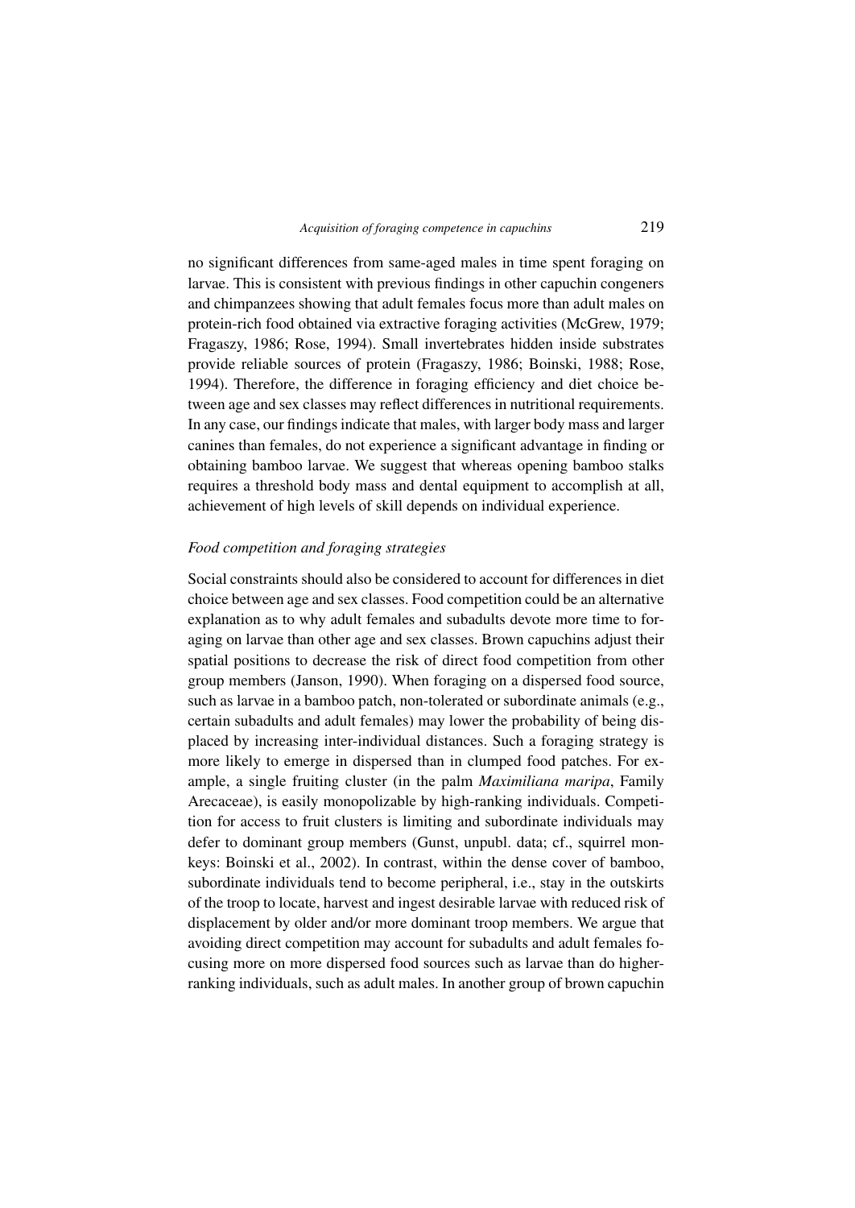no significant differences from same-aged males in time spent foraging on larvae. This is consistent with previous findings in other capuchin congeners and chimpanzees showing that adult females focus more than adult males on protein-rich food obtained via extractive foraging activities (McGrew, 1979; Fragaszy, 1986; Rose, 1994). Small invertebrates hidden inside substrates provide reliable sources of protein (Fragaszy, 1986; Boinski, 1988; Rose, 1994). Therefore, the difference in foraging efficiency and diet choice between age and sex classes may reflect differences in nutritional requirements. In any case, our findings indicate that males, with larger body mass and larger canines than females, do not experience a significant advantage in finding or obtaining bamboo larvae. We suggest that whereas opening bamboo stalks requires a threshold body mass and dental equipment to accomplish at all, achievement of high levels of skill depends on individual experience.

### *Food competition and foraging strategies*

Social constraints should also be considered to account for differences in diet choice between age and sex classes. Food competition could be an alternative explanation as to why adult females and subadults devote more time to foraging on larvae than other age and sex classes. Brown capuchins adjust their spatial positions to decrease the risk of direct food competition from other group members (Janson, 1990). When foraging on a dispersed food source, such as larvae in a bamboo patch, non-tolerated or subordinate animals (e.g., certain subadults and adult females) may lower the probability of being displaced by increasing inter-individual distances. Such a foraging strategy is more likely to emerge in dispersed than in clumped food patches. For example, a single fruiting cluster (in the palm *Maximiliana maripa*, Family Arecaceae), is easily monopolizable by high-ranking individuals. Competition for access to fruit clusters is limiting and subordinate individuals may defer to dominant group members (Gunst, unpubl. data; cf., squirrel monkeys: Boinski et al., 2002). In contrast, within the dense cover of bamboo, subordinate individuals tend to become peripheral, i.e., stay in the outskirts of the troop to locate, harvest and ingest desirable larvae with reduced risk of displacement by older and/or more dominant troop members. We argue that avoiding direct competition may account for subadults and adult females focusing more on more dispersed food sources such as larvae than do higher-ranking individuals, such as adult males. In another group of brown capuchin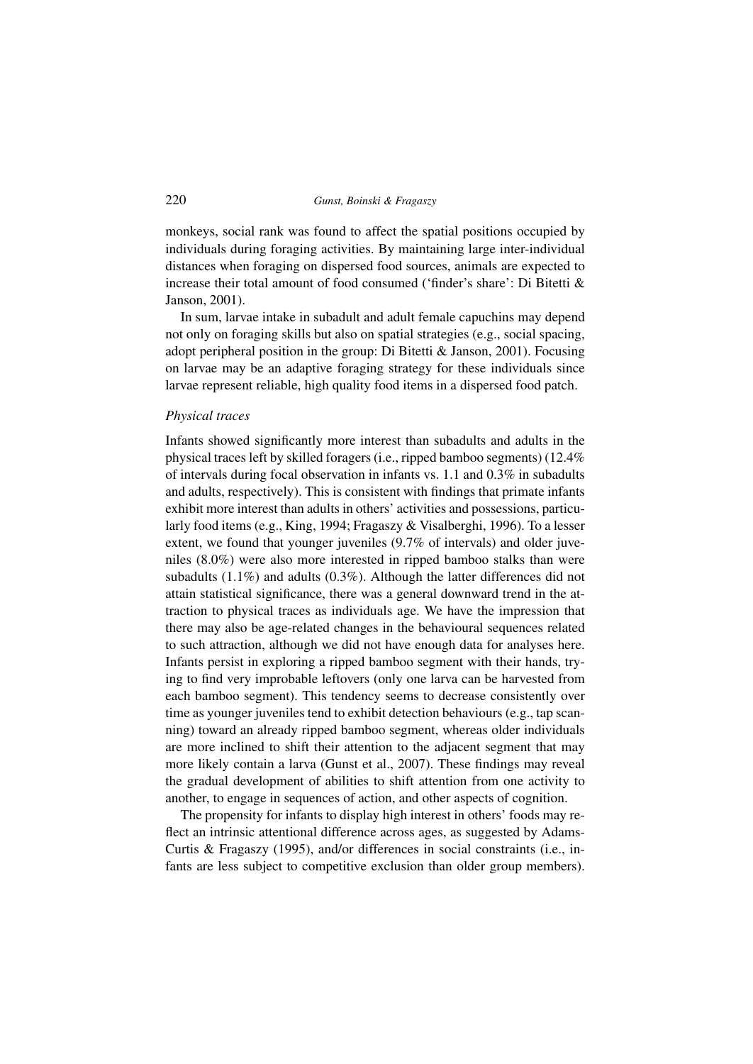monkeys, social rank was found to affect the spatial positions occupied by individuals during foraging activities. By maintaining large inter-individual distances when foraging on dispersed food sources, animals are expected to increase their total amount of food consumed ('finder's share': Di Bitetti & Janson, 2001).

In sum, larvae intake in subadult and adult female capuchins may depend not only on foraging skills but also on spatial strategies (e.g., social spacing, adopt peripheral position in the group: Di Bitetti & Janson, 2001). Focusing on larvae may be an adaptive foraging strategy for these individuals since larvae represent reliable, high quality food items in a dispersed food patch.

*Physical traces*

Infants showed significantly more interest than subadults and adults in the physical traces left by skilled foragers (i.e., ripped bamboo segments) (12.4% of intervals during focal observation in infants vs. 1.1 and 0.3% in subadults and adults, respectively). This is consistent with findings that primate infants exhibit more interest than adults in others' activities and possessions, particularly food items (e.g., King, 1994; Fragaszy & Visalberghi, 1996). To a lesser extent, we found that younger juveniles (9.7% of intervals) and older juveniles (8.0%) were also more interested in ripped bamboo stalks than were subadults (1.1%) and adults (0.3%). Although the latter differences did not attain statistical significance, there was a general downward trend in the attraction to physical traces as individuals age. We have the impression that there may also be age-related changes in the behavioural sequences related to such attraction, although we did not have enough data for analyses here. Infants persist in exploring a ripped bamboo segment with their hands, trying to find very improbable leftovers (only one larva can be harvested from each bamboo segment). This tendency seems to decrease consistently over time as younger juveniles tend to exhibit detection behaviours (e.g., tap scanning) toward an already ripped bamboo segment, whereas older individuals are more inclined to shift their attention to the adjacent segment that may more likely contain a larva (Gunst et al., 2007). These findings may reveal the gradual development of abilities to shift attention from one activity to another, to engage in sequences of action, and other aspects of cognition.

The propensity for infants to display high interest in others' foods may reflect an intrinsic attentional difference across ages, as suggested by Adams-Curtis & Fragaszy (1995), and/or differences in social constraints (i.e., infants are less subject to competitive exclusion than older group members).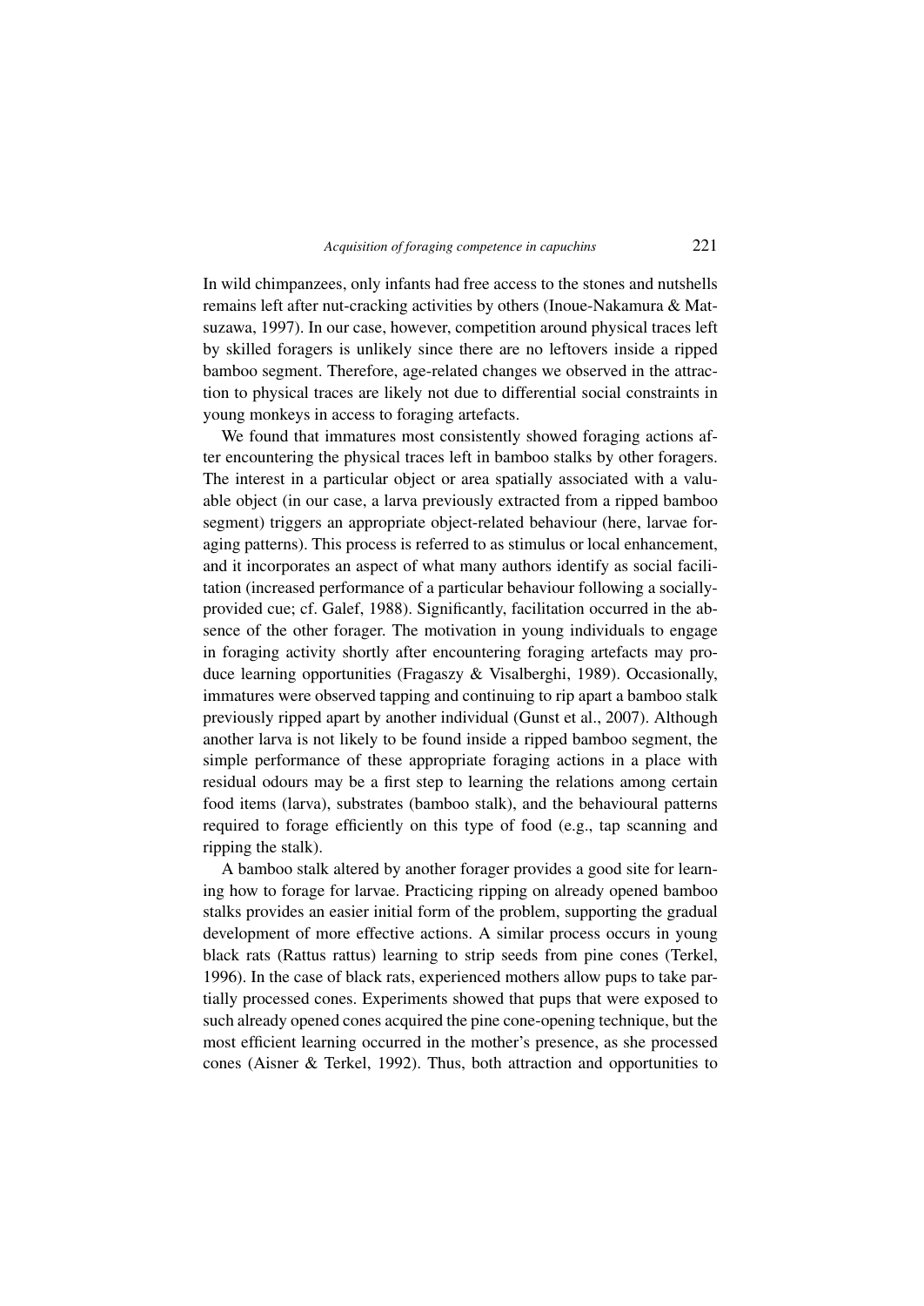In wild chimpanzees, only infants had free access to the stones and nutshells remains left after nut-cracking activities by others (Inoue-Nakamura & Matsuzawa, 1997). In our case, however, competition around physical traces left by skilled foragers is unlikely since there are no leftovers inside a ripped bamboo segment. Therefore, age-related changes we observed in the attraction to physical traces are likely not due to differential social constraints in young monkeys in access to foraging artefacts.

We found that immatures most consistently showed foraging actions after encountering the physical traces left in bamboo stalks by other foragers. The interest in a particular object or area spatially associated with a valuable object (in our case, a larva previously extracted from a ripped bamboo segment) triggers an appropriate object-related behaviour (here, larvae foraging patterns). This process is referred to as stimulus or local enhancement, and it incorporates an aspect of what many authors identify as social facilitation (increased performance of a particular behaviour following a socially-provided cue; cf. Galef, 1988). Significantly, facilitation occurred in the absence of the other forager. The motivation in young individuals to engage in foraging activity shortly after encountering foraging artefacts may produce learning opportunities (Fragaszy & Visalberghi, 1989). Occasionally, immatures were observed tapping and continuing to rip apart a bamboo stalk previously ripped apart by another individual (Gunst et al., 2007). Although another larva is not likely to be found inside a ripped bamboo segment, the simple performance of these appropriate foraging actions in a place with residual odours may be a first step to learning the relations among certain food items (larva), substrates (bamboo stalk), and the behavioural patterns required to forage efficiently on this type of food (e.g., tap scanning and ripping the stalk).

A bamboo stalk altered by another forager provides a good site for learning how to forage for larvae. Practicing ripping on already opened bamboo stalks provides an easier initial form of the problem, supporting the gradual development of more effective actions. A similar process occurs in young black rats (Rattus rattus) learning to strip seeds from pine cones (Terkel, 1996). In the case of black rats, experienced mothers allow pups to take partially processed cones. Experiments showed that pups that were exposed to such already opened cones acquired the pine cone-opening technique, but the most efficient learning occurred in the mother's presence, as she processed cones (Aisner & Terkel, 1992). Thus, both attraction and opportunities to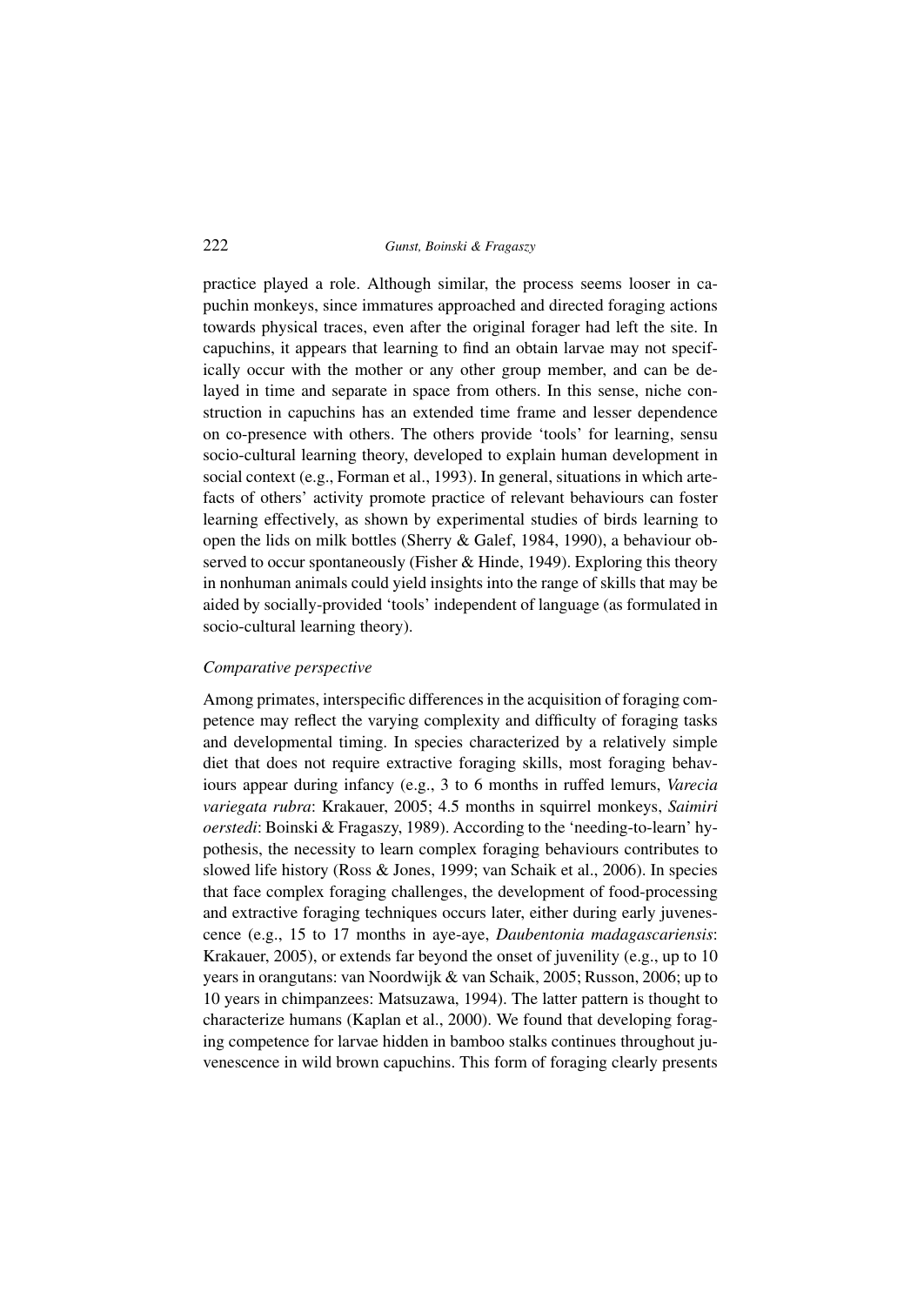practice played a role. Although similar, the process seems looser in capuchin monkeys, since immatures approached and directed foraging actions towards physical traces, even after the original forager had left the site. In capuchins, it appears that learning to find an obtain larvae may not specifically occur with the mother or any other group member, and can be delayed in time and separate in space from others. In this sense, niche construction in capuchins has an extended time frame and lesser dependence on co-presence with others. The others provide 'tools' for learning, sensu socio-cultural learning theory, developed to explain human development in social context (e.g., Forman et al., 1993). In general, situations in which artefacts of others' activity promote practice of relevant behaviours can foster learning effectively, as shown by experimental studies of birds learning to open the lids on milk bottles (Sherry & Galef, 1984, 1990), a behaviour observed to occur spontaneously (Fisher & Hinde, 1949). Exploring this theory in nonhuman animals could yield insights into the range of skills that may be aided by socially-provided 'tools' independent of language (as formulated in socio-cultural learning theory).

### *Comparative perspective*

Among primates, interspecific differences in the acquisition of foraging competence may reflect the varying complexity and difficulty of foraging tasks and developmental timing. In species characterized by a relatively simple diet that does not require extractive foraging skills, most foraging behaviours appear during infancy (e.g., 3 to 6 months in ruffed lemurs, *Varecia variegata rubra*: Krakauer, 2005; 4.5 months in squirrel monkeys, *Saimiri oerstedi*: Boinski & Fragaszy, 1989). According to the 'needing-to-learn' hypothesis, the necessity to learn complex foraging behaviours contributes to slowed life history (Ross & Jones, 1999; van Schaik et al., 2006). In species that face complex foraging challenges, the development of food-processing and extractive foraging techniques occurs later, either during early juvenescence (e.g., 15 to 17 months in aye-aye, *Daubentonia madagascariensis*: Krakauer, 2005), or extends far beyond the onset of juvenility (e.g., up to 10 years in orangutans: van Noordwijk & van Schaik, 2005; Russon, 2006; up to 10 years in chimpanzees: Matsuzawa, 1994). The latter pattern is thought to characterize humans (Kaplan et al., 2000). We found that developing foraging competence for larvae hidden in bamboo stalks continues throughout juvenescence in wild brown capuchins. This form of foraging clearly presents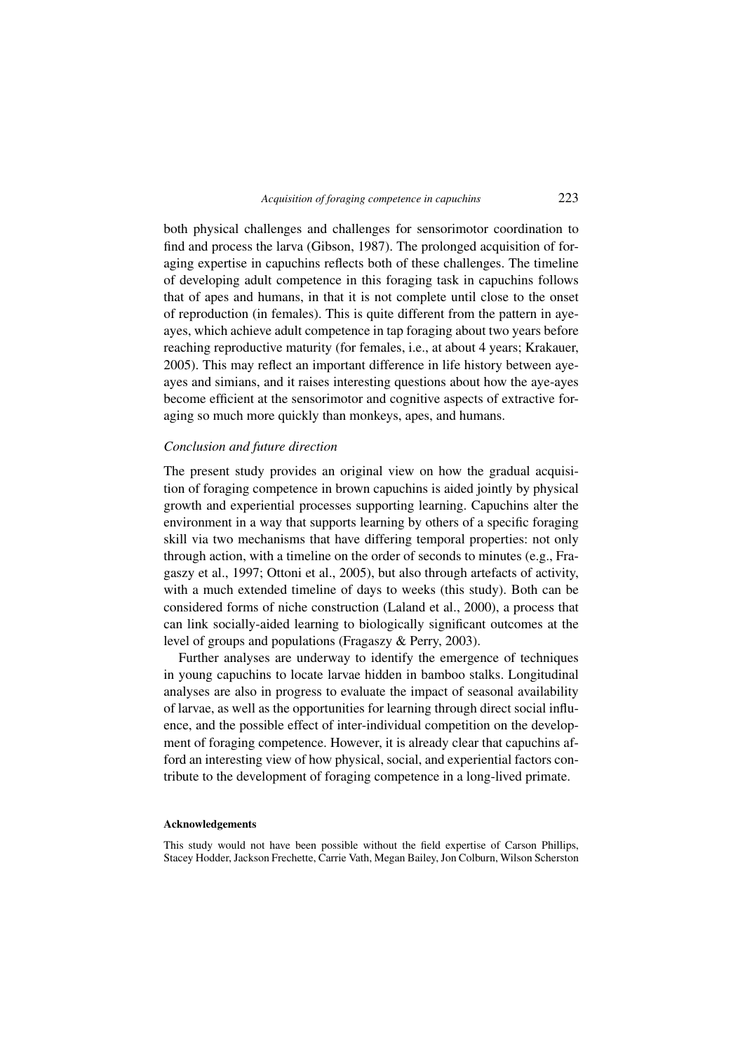both physical challenges and challenges for sensorimotor coordination to find and process the larva (Gibson, 1987). The prolonged acquisition of foraging expertise in capuchins reflects both of these challenges. The timeline of developing adult competence in this foraging task in capuchins follows that of apes and humans, in that it is not complete until close to the onset of reproduction (in females). This is quite different from the pattern in aye-ayes, which achieve adult competence in tap foraging about two years before reaching reproductive maturity (for females, i.e., at about 4 years; Krakauer, 2005). This may reflect an important difference in life history between aye-ayes and simians, and it raises interesting questions about how the aye-ayes become efficient at the sensorimotor and cognitive aspects of extractive foraging so much more quickly than monkeys, apes, and humans.

### *Conclusion and future direction*

The present study provides an original view on how the gradual acquisition of foraging competence in brown capuchins is aided jointly by physical growth and experiential processes supporting learning. Capuchins alter the environment in a way that supports learning by others of a specific foraging skill via two mechanisms that have differing temporal properties: not only through action, with a timeline on the order of seconds to minutes (e.g., Fragaszy et al., 1997; Ottoni et al., 2005), but also through artefacts of activity, with a much extended timeline of days to weeks (this study). Both can be considered forms of niche construction (Laland et al., 2000), a process that can link socially-aided learning to biologically significant outcomes at the level of groups and populations (Fragaszy & Perry, 2003).

Further analyses are underway to identify the emergence of techniques in young capuchins to locate larvae hidden in bamboo stalks. Longitudinal analyses are also in progress to evaluate the impact of seasonal availability of larvae, as well as the opportunities for learning through direct social influence, and the possible effect of inter-individual competition on the development of foraging competence. However, it is already clear that capuchins afford an interesting view of how physical, social, and experiential factors contribute to the development of foraging competence in a long-lived primate.

#### **Acknowledgements**

This study would not have been possible without the field expertise of Carson Phillips, Stacey Hodder, Jackson Frechette, Carrie Vath, Megan Bailey, Jon Colburn, Wilson Scherston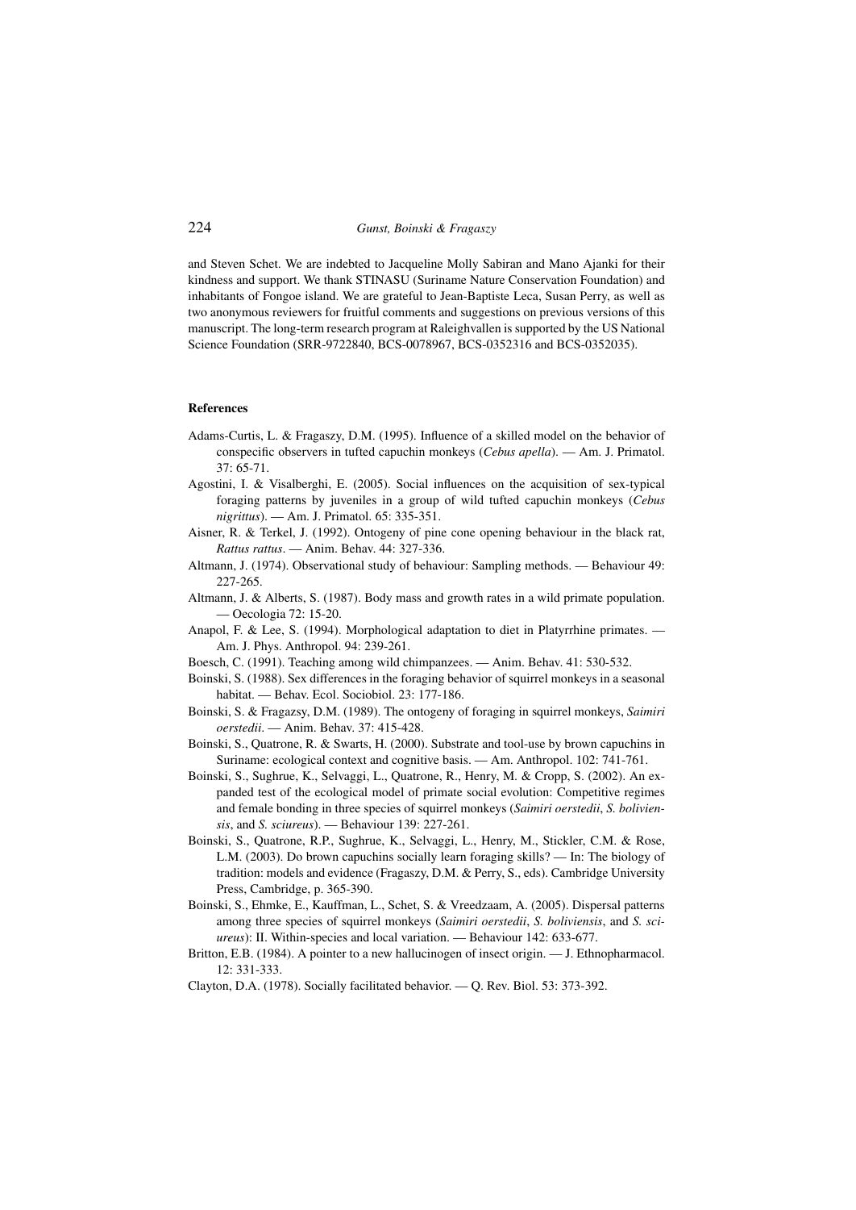and Steven Schet. We are indebted to Jacqueline Molly Sabiran and Mano Ajanki for their kindness and support. We thank STINASU (Suriname Nature Conservation Foundation) and inhabitants of Fongoe island. We are grateful to Jean-Baptiste Leca, Susan Perry, as well as two anonymous reviewers for fruitful comments and suggestions on previous versions of this manuscript. The long-term research program at Raleighvallen is supported by the US National Science Foundation (SRR-9722840, BCS-0078967, BCS-0352316 and BCS-0352035).

## References

Adams-Curtis, L. & Fragaszy, D.M. (1995). Influence of a skilled model on the behavior of conspecific observers in tufted capuchin monkeys (*Cebus apella*). — Am. J. Primatol. 37: 65-71.

Agostini, I. & Visalberghi, E. (2005). Social influences on the acquisition of sex-typical foraging patterns by juveniles in a group of wild tufted capuchin monkeys (*Cebus nigrittus*). — Am. J. Primatol. 65: 335-351.

Aisner, R. & Terkel, J. (1992). Ontogeny of pine cone opening behaviour in the black rat, *Rattus rattus*. — Anim. Behav. 44: 327-336.

Altmann, J. (1974). Observational study of behaviour: Sampling methods. — Behaviour 49: 227-265.

Altmann, J. & Alberts, S. (1987). Body mass and growth rates in a wild primate population. — Oecologia 72: 15-20.

Anapol, F. & Lee, S. (1994). Morphological adaptation to diet in Platyrrhine primates. — Am. J. Phys. Anthropol. 94: 239-261.

Boesch, C. (1991). Teaching among wild chimpanzees. — Anim. Behav. 41: 530-532.

Boinski, S. (1988). Sex differences in the foraging behavior of squirrel monkeys in a seasonal habitat. — Behav. Ecol. Sociobiol. 23: 177-186.

Boinski, S. & Fragazsy, D.M. (1989). The ontogeny of foraging in squirrel monkeys, *Saimiri oerstedii*. — Anim. Behav. 37: 415-428.

Boinski, S., Quatrone, R. & Swarts, H. (2000). Substrate and tool-use by brown capuchins in Suriname: ecological context and cognitive basis. — Am. Anthropol. 102: 741-761.

Boinski, S., Sughrue, K., Selvaggi, L., Quatrone, R., Henry, M. & Cropp, S. (2002). An expanded test of the ecological model of primate social evolution: Competitive regimes and female bonding in three species of squirrel monkeys (*Saimiri oerstedii*, *S. boliviensis*, and *S. sciureus*). — Behaviour 139: 227-261.

Boinski, S., Quatrone, R.P., Sughrue, K., Selvaggi, L., Henry, M., Stickler, C.M. & Rose, L.M. (2003). Do brown capuchins socially learn foraging skills? — In: The biology of tradition: models and evidence (Fragaszy, D.M. & Perry, S., eds). Cambridge University Press, Cambridge, p. 365-390.

Boinski, S., Ehmke, E., Kauffman, L., Schet, S. & Vreedzaam, A. (2005). Dispersal patterns among three species of squirrel monkeys (*Saimiri oerstedii*, *S. boliviensis*, and *S. sciureus*): II. Within-species and local variation. — Behaviour 142: 633-677.

Britton, E.B. (1984). A pointer to a new hallucinogen of insect origin. — J. Ethnopharmacol. 12: 331-333.

Clayton, D.A. (1978). Socially facilitated behavior. — Q. Rev. Biol. 53: 373-392.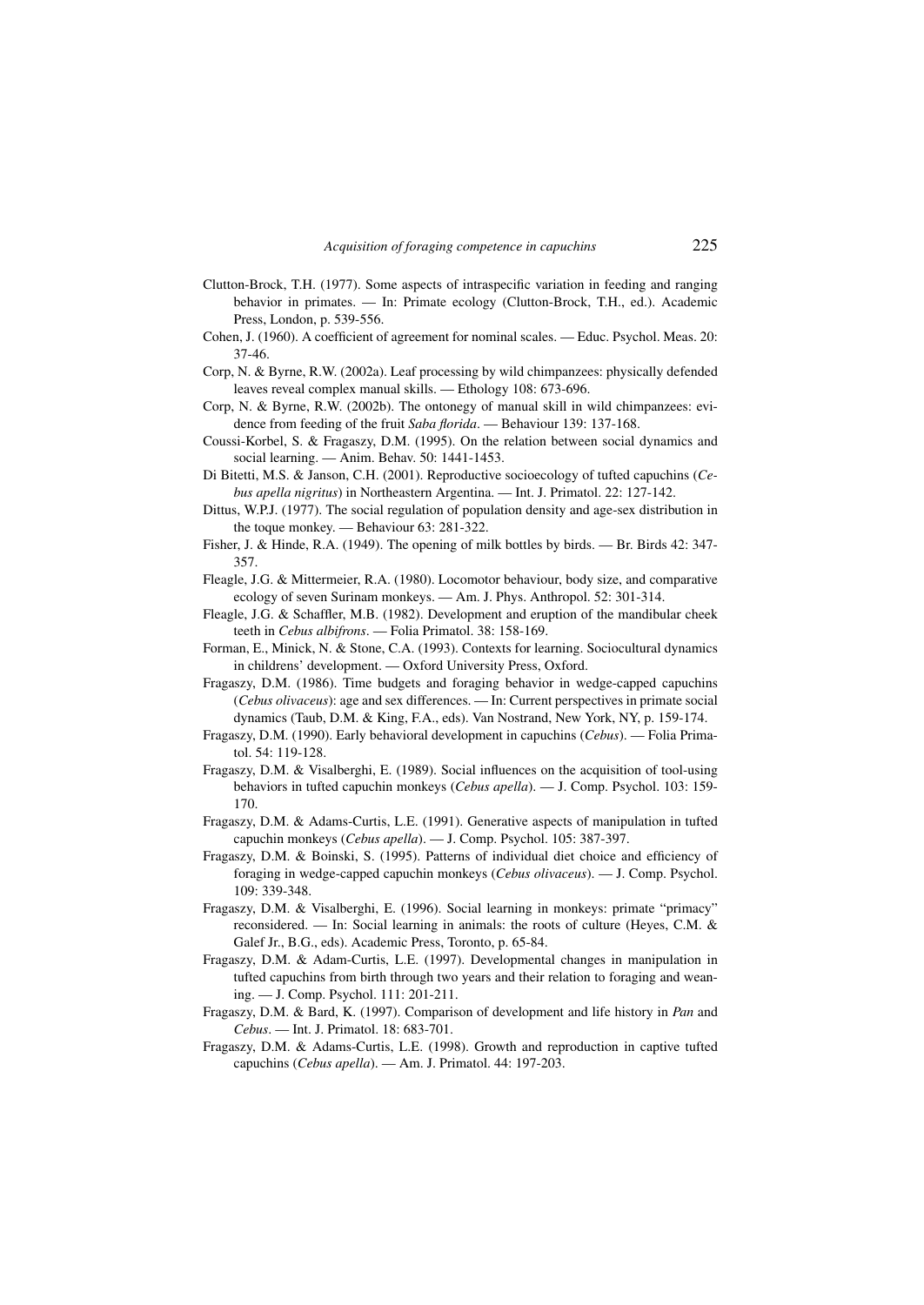Clutton-Brock, T.H. (1977). Some aspects of intraspecific variation in feeding and ranging behavior in primates. — In: Primate ecology (Clutton-Brock, T.H., ed.). Academic Press, London, p. 539-556.

Cohen, J. (1960). A coefficient of agreement for nominal scales. — Educ. Psychol. Meas. 20: 37-46.

Corp, N. & Byrne, R.W. (2002a). Leaf processing by wild chimpanzees: physically defended leaves reveal complex manual skills. — Ethology 108: 673-696.

Corp, N. & Byrne, R.W. (2002b). The ontonegy of manual skill in wild chimpanzees: evidence from feeding of the fruit *Saba florida*. — Behaviour 139: 137-168.

Coussi-Korbel, S. & Fragaszy, D.M. (1995). On the relation between social dynamics and social learning. — Anim. Behav. 50: 1441-1453.

Di Bitetti, M.S. & Janson, C.H. (2001). Reproductive socioecology of tufted capuchins (*Cebus apella nigritus*) in Northeastern Argentina. — Int. J. Primatol. 22: 127-142.

Dittus, W.P.J. (1977). The social regulation of population density and age-sex distribution in the toque monkey. — Behaviour 63: 281-322.

Fisher, J. & Hinde, R.A. (1949). The opening of milk bottles by birds. — Br. Birds 42: 347-357.

Fleagle, J.G. & Mittermeier, R.A. (1980). Locomotor behaviour, body size, and comparative ecology of seven Surinam monkeys. — Am. J. Phys. Anthropol. 52: 301-314.

Fleagle, J.G. & Schaffler, M.B. (1982). Development and eruption of the mandibular cheek teeth in *Cebus albifrons*. — Folia Primatol. 38: 158-169.

Forman, E., Minick, N. & Stone, C.A. (1993). Contexts for learning. Sociocultural dynamics in childrens' development. — Oxford University Press, Oxford.

Fragaszy, D.M. (1986). Time budgets and foraging behavior in wedge-capped capuchins (*Cebus olivaceus*): age and sex differences. — In: Current perspectives in primate social dynamics (Taub, D.M. & King, F.A., eds). Van Nostrand, New York, NY, p. 159-174.

Fragaszy, D.M. (1990). Early behavioral development in capuchins (*Cebus*). — Folia Primatol. 54: 119-128.

Fragaszy, D.M. & Visalberghi, E. (1989). Social influences on the acquisition of tool-using behaviors in tufted capuchin monkeys (*Cebus apella*). — J. Comp. Psychol. 103: 159-170.

Fragaszy, D.M. & Adams-Curtis, L.E. (1991). Generative aspects of manipulation in tufted capuchin monkeys (*Cebus apella*). — J. Comp. Psychol. 105: 387-397.

Fragaszy, D.M. & Boinski, S. (1995). Patterns of individual diet choice and efficiency of foraging in wedge-capped capuchin monkeys (*Cebus olivaceus*). — J. Comp. Psychol. 109: 339-348.

Fragaszy, D.M. & Visalberghi, E. (1996). Social learning in monkeys: primate "primacy" reconsidered. — In: Social learning in animals: the roots of culture (Heyes, C.M. & Galef Jr., B.G., eds). Academic Press, Toronto, p. 65-84.

Fragaszy, D.M. & Adam-Curtis, L.E. (1997). Developmental changes in manipulation in tufted capuchins from birth through two years and their relation to foraging and weaning. — J. Comp. Psychol. 111: 201-211.

Fragaszy, D.M. & Bard, K. (1997). Comparison of development and life history in *Pan* and *Cebus*. — Int. J. Primatol. 18: 683-701.

Fragaszy, D.M. & Adams-Curtis, L.E. (1998). Growth and reproduction in captive tufted capuchins (*Cebus apella*). — Am. J. Primatol. 44: 197-203.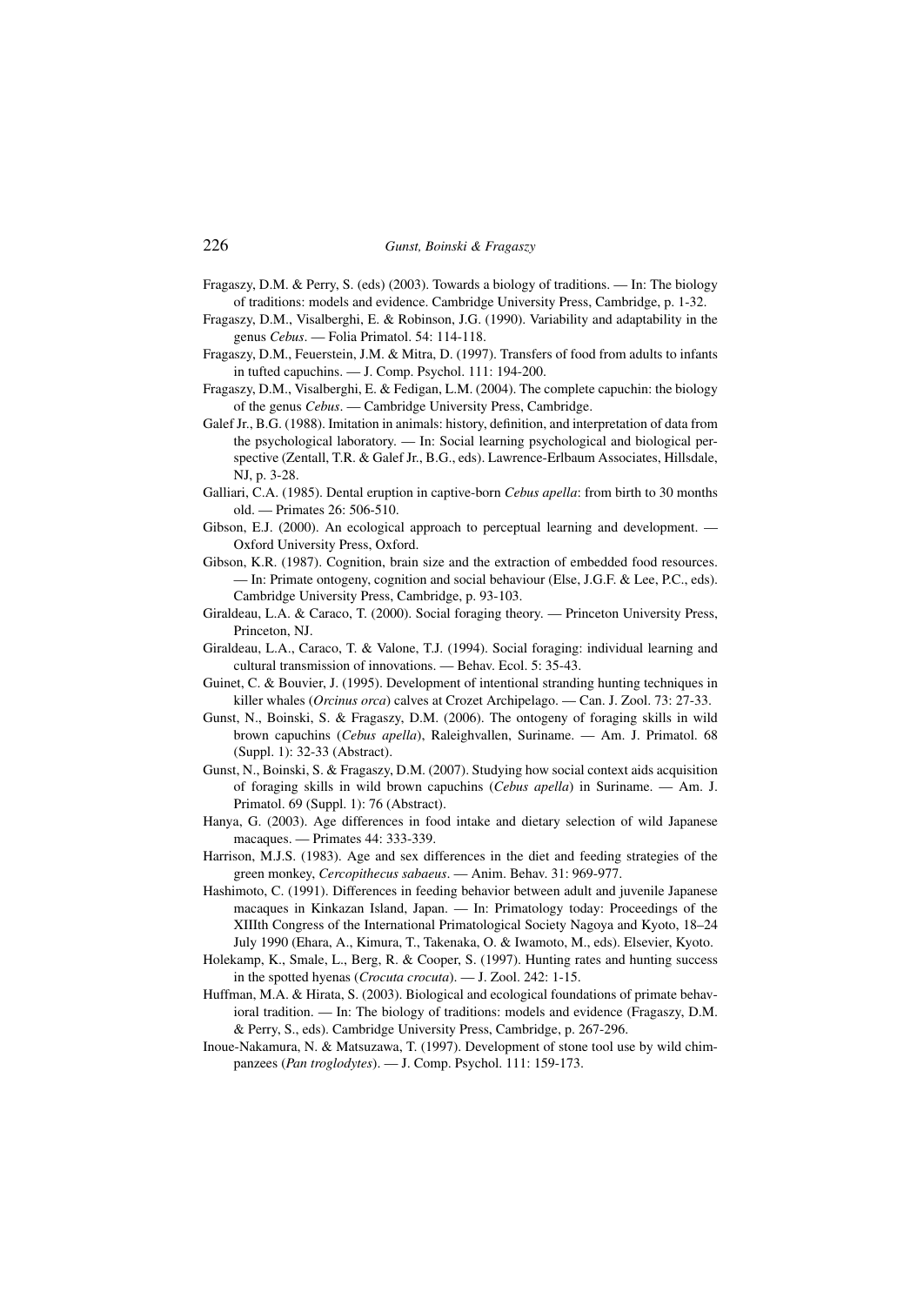Fragaszy, D.M. & Perry, S. (eds) (2003). Towards a biology of traditions. — In: The biology of traditions: models and evidence. Cambridge University Press, Cambridge, p. 1-32.

Fragaszy, D.M., Visalberghi, E. & Robinson, J.G. (1990). Variability and adaptability in the genus *Cebus*. — Folia Primatol. 54: 114-118.

Fragaszy, D.M., Feuerstein, J.M. & Mitra, D. (1997). Transfers of food from adults to infants in tufted capuchins. — J. Comp. Psychol. 111: 194-200.

Fragaszy, D.M., Visalberghi, E. & Fedigan, L.M. (2004). The complete capuchin: the biology of the genus *Cebus*. — Cambridge University Press, Cambridge.

Galef Jr., B.G. (1988). Imitation in animals: history, definition, and interpretation of data from the psychological laboratory. — In: Social learning psychological and biological perspective (Zentall, T.R. & Galef Jr., B.G., eds). Lawrence-Erlbaum Associates, Hillsdale, NJ, p. 3-28.

Galliari, C.A. (1985). Dental eruption in captive-born *Cebus apella*: from birth to 30 months old. — Primates 26: 506-510.

Gibson, E.J. (2000). An ecological approach to perceptual learning and development. — Oxford University Press, Oxford.

Gibson, K.R. (1987). Cognition, brain size and the extraction of embedded food resources. — In: Primate ontogeny, cognition and social behaviour (Else, J.G.F. & Lee, P.C., eds). Cambridge University Press, Cambridge, p. 93-103.

Giraldeau, L.A. & Caraco, T. (2000). Social foraging theory. — Princeton University Press, Princeton, NJ.

Giraldeau, L.A., Caraco, T. & Valone, T.J. (1994). Social foraging: individual learning and cultural transmission of innovations. — Behav. Ecol. 5: 35-43.

Guinet, C. & Bouvier, J. (1995). Development of intentional stranding hunting techniques in killer whales (*Orcinus orca*) calves at Crozet Archipelago. — Can. J. Zool. 73: 27-33.

Gunst, N., Boinski, S. & Fragaszy, D.M. (2006). The ontogeny of foraging skills in wild brown capuchins (*Cebus apella*), Raleighvallen, Suriname. — Am. J. Primatol. 68 (Suppl. 1): 32-33 (Abstract).

Gunst, N., Boinski, S. & Fragaszy, D.M. (2007). Studying how social context aids acquisition of foraging skills in wild brown capuchins (*Cebus apella*) in Suriname. — Am. J. Primatol. 69 (Suppl. 1): 76 (Abstract).

Hanya, G. (2003). Age differences in food intake and dietary selection of wild Japanese macaques. — Primates 44: 333-339.

Harrison, M.J.S. (1983). Age and sex differences in the diet and feeding strategies of the green monkey, *Cercopithecus sabaeus*. — Anim. Behav. 31: 969-977.

Hashimoto, C. (1991). Differences in feeding behavior between adult and juvenile Japanese macaques in Kinkazan Island, Japan. — In: Primatology today: Proceedings of the XIIIth Congress of the International Primatological Society Nagoya and Kyoto, 18–24 July 1990 (Ehara, A., Kimura, T., Takenaka, O. & Iwamoto, M., eds). Elsevier, Kyoto.

Holekamp, K., Smale, L., Berg, R. & Cooper, S. (1997). Hunting rates and hunting success in the spotted hyenas (*Crocuta crocuta*). — J. Zool. 242: 1-15.

Huffman, M.A. & Hirata, S. (2003). Biological and ecological foundations of primate behavioral tradition. — In: The biology of traditions: models and evidence (Fragaszy, D.M. & Perry, S., eds). Cambridge University Press, Cambridge, p. 267-296.

Inoue-Nakamura, N. & Matsuzawa, T. (1997). Development of stone tool use by wild chimpanzees (*Pan troglodytes*). — J. Comp. Psychol. 111: 159-173.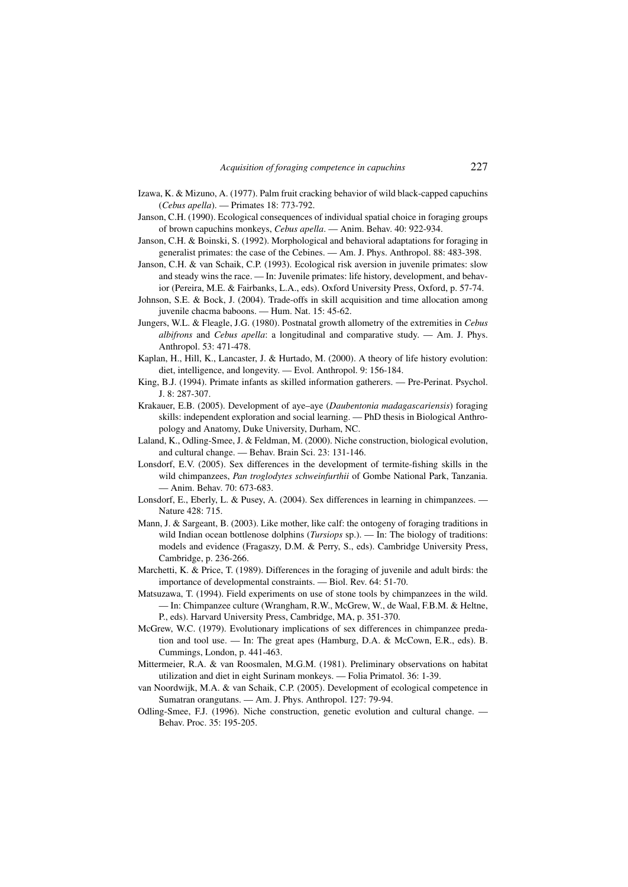Izawa, K. & Mizuno, A. (1977). Palm fruit cracking behavior of wild black-capped capuchins (*Cebus apella*). — Primates 18: 773-792.

Janson, C.H. (1990). Ecological consequences of individual spatial choice in foraging groups of brown capuchins monkeys, *Cebus apella*. — Anim. Behav. 40: 922-934.

Janson, C.H. & Boinski, S. (1992). Morphological and behavioral adaptations for foraging in generalist primates: the case of the Cebines. — Am. J. Phys. Anthropol. 88: 483-398.

Janson, C.H. & van Schaik, C.P. (1993). Ecological risk aversion in juvenile primates: slow and steady wins the race. — In: Juvenile primates: life history, development, and behavior (Pereira, M.E. & Fairbanks, L.A., eds). Oxford University Press, Oxford, p. 57-74.

Johnson, S.E. & Bock, J. (2004). Trade-offs in skill acquisition and time allocation among juvenile chacma baboons. — Hum. Nat. 15: 45-62.

Jungers, W.L. & Fleagle, J.G. (1980). Postnatal growth allometry of the extremities in *Cebus albifrons* and *Cebus apella*: a longitudinal and comparative study. — Am. J. Phys. Anthropol. 53: 471-478.

Kaplan, H., Hill, K., Lancaster, J. & Hurtado, M. (2000). A theory of life history evolution: diet, intelligence, and longevity. — Evol. Anthropol. 9: 156-184.

King, B.J. (1994). Primate infants as skilled information gatherers. — Pre-Perinat. Psychol. J. 8: 287-307.

Krakauer, E.B. (2005). Development of aye–aye (*Daubentonia madagascariensis*) foraging skills: independent exploration and social learning. — PhD thesis in Biological Anthropology and Anatomy, Duke University, Durham, NC.

Laland, K., Odling-Smee, J. & Feldman, M. (2000). Niche construction, biological evolution, and cultural change. — Behav. Brain Sci. 23: 131-146.

Lonsdorf, E.V. (2005). Sex differences in the development of termite-fishing skills in the wild chimpanzees, *Pan troglodytes schweinfurthii* of Gombe National Park, Tanzania. — Anim. Behav. 70: 673-683.

Lonsdorf, E., Eberly, L. & Pusey, A. (2004). Sex differences in learning in chimpanzees. — Nature 428: 715.

Mann, J. & Sargeant, B. (2003). Like mother, like calf: the ontogeny of foraging traditions in wild Indian ocean bottlenose dolphins (*Tursiops* sp.). — In: The biology of traditions: models and evidence (Fragaszy, D.M. & Perry, S., eds). Cambridge University Press, Cambridge, p. 236-266.

Marchetti, K. & Price, T. (1989). Differences in the foraging of juvenile and adult birds: the importance of developmental constraints. — Biol. Rev. 64: 51-70.

Matsuzawa, T. (1994). Field experiments on use of stone tools by chimpanzees in the wild. — In: Chimpanzee culture (Wrangham, R.W., McGrew, W., de Waal, F.B.M. & Heltne, P., eds). Harvard University Press, Cambridge, MA, p. 351-370.

McGrew, W.C. (1979). Evolutionary implications of sex differences in chimpanzee predation and tool use. — In: The great apes (Hamburg, D.A. & McCown, E.R., eds). B. Cummings, London, p. 441-463.

Mittermeier, R.A. & van Roosmalen, M.G.M. (1981). Preliminary observations on habitat utilization and diet in eight Surinam monkeys. — Folia Primatol. 36: 1-39.

van Noordwijk, M.A. & van Schaik, C.P. (2005). Development of ecological competence in Sumatran orangutans. — Am. J. Phys. Anthropol. 127: 79-94.

Odling-Smee, F.J. (1996). Niche construction, genetic evolution and cultural change. — Behav. Proc. 35: 195-205.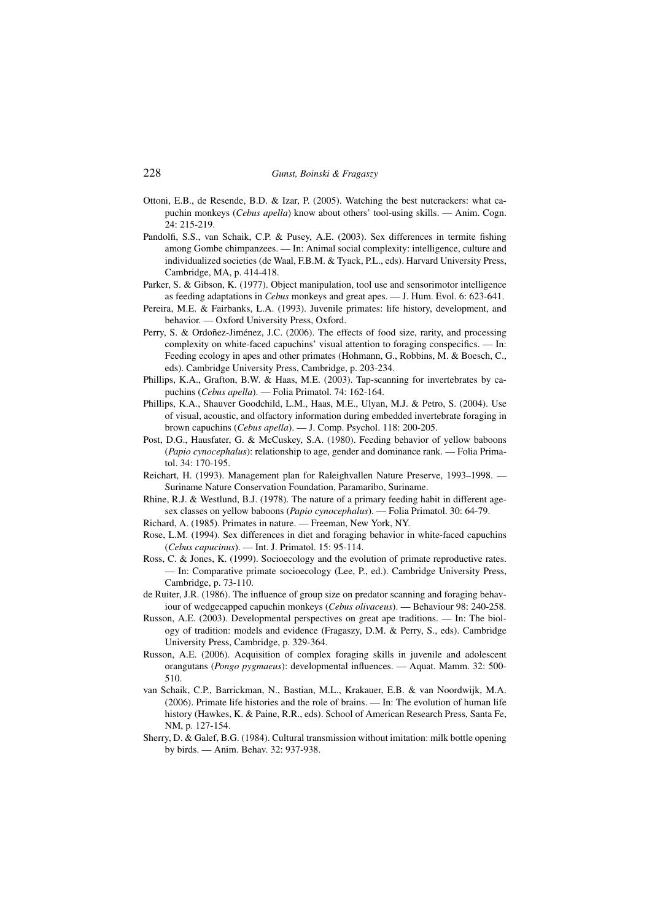Ottoni, E.B., de Resende, B.D. & Izar, P. (2005). Watching the best nutcrackers: what capuchin monkeys (*Cebus apella*) know about others' tool-using skills. — Anim. Cogn. 24: 215-219.

Pandolfi, S.S., van Schaik, C.P. & Pusey, A.E. (2003). Sex differences in termite fishing among Gombe chimpanzees. — In: Animal social complexity: intelligence, culture and individualized societies (de Waal, F.B.M. & Tyack, P.L., eds). Harvard University Press, Cambridge, MA, p. 414-418.

Parker, S. & Gibson, K. (1977). Object manipulation, tool use and sensorimotor intelligence as feeding adaptations in *Cebus* monkeys and great apes. — J. Hum. Evol. 6: 623-641.

Pereira, M.E. & Fairbanks, L.A. (1993). Juvenile primates: life history, development, and behavior. — Oxford University Press, Oxford.

Perry, S. & Ordoñez-Jiménez, J.C. (2006). The effects of food size, rarity, and processing complexity on white-faced capuchins' visual attention to foraging conspecifics. — In: Feeding ecology in apes and other primates (Hohmann, G., Robbins, M. & Boesch, C., eds). Cambridge University Press, Cambridge, p. 203-234.

Phillips, K.A., Grafton, B.W. & Haas, M.E. (2003). Tap-scanning for invertebrates by capuchins (*Cebus apella*). — Folia Primatol. 74: 162-164.

Phillips, K.A., Shauver Goodchild, L.M., Haas, M.E., Ulyan, M.J. & Petro, S. (2004). Use of visual, acoustic, and olfactory information during embedded invertebrate foraging in brown capuchins (*Cebus apella*). — J. Comp. Psychol. 118: 200-205.

Post, D.G., Hausfater, G. & McCuskey, S.A. (1980). Feeding behavior of yellow baboons (*Papio cynocephalus*): relationship to age, gender and dominance rank. — Folia Primatol. 34: 170-195.

Reichart, H. (1993). Management plan for Raleighvallen Nature Preserve, 1993–1998. — Suriname Nature Conservation Foundation, Paramaribo, Suriname.

Rhine, R.J. & Westlund, B.J. (1978). The nature of a primary feeding habit in different age-sex classes on yellow baboons (*Papio cynocephalus*). — Folia Primatol. 30: 64-79.

Richard, A. (1985). Primates in nature. — Freeman, New York, NY.

Rose, L.M. (1994). Sex differences in diet and foraging behavior in white-faced capuchins (*Cebus capucinus*). — Int. J. Primatol. 15: 95-114.

Ross, C. & Jones, K. (1999). Socioecology and the evolution of primate reproductive rates. — In: Comparative primate socioecology (Lee, P., ed.). Cambridge University Press, Cambridge, p. 73-110.

de Ruiter, J.R. (1986). The influence of group size on predator scanning and foraging behaviour of wedgecapped capuchin monkeys (*Cebus olivaceus*). — Behaviour 98: 240-258.

Russon, A.E. (2003). Developmental perspectives on great ape traditions. — In: The biology of tradition: models and evidence (Fragaszy, D.M. & Perry, S., eds). Cambridge University Press, Cambridge, p. 329-364.

Russon, A.E. (2006). Acquisition of complex foraging skills in juvenile and adolescent orangutans (*Pongo pygmaeus*): developmental influences. — Aquat. Mamm. 32: 500-510.

van Schaik, C.P., Barrickman, N., Bastian, M.L., Krakauer, E.B. & van Noordwijk, M.A. (2006). Primate life histories and the role of brains. — In: The evolution of human life history (Hawkes, K. & Paine, R.R., eds). School of American Research Press, Santa Fe, NM, p. 127-154.

Sherry, D. & Galef, B.G. (1984). Cultural transmission without imitation: milk bottle opening by birds. — Anim. Behav. 32: 937-938.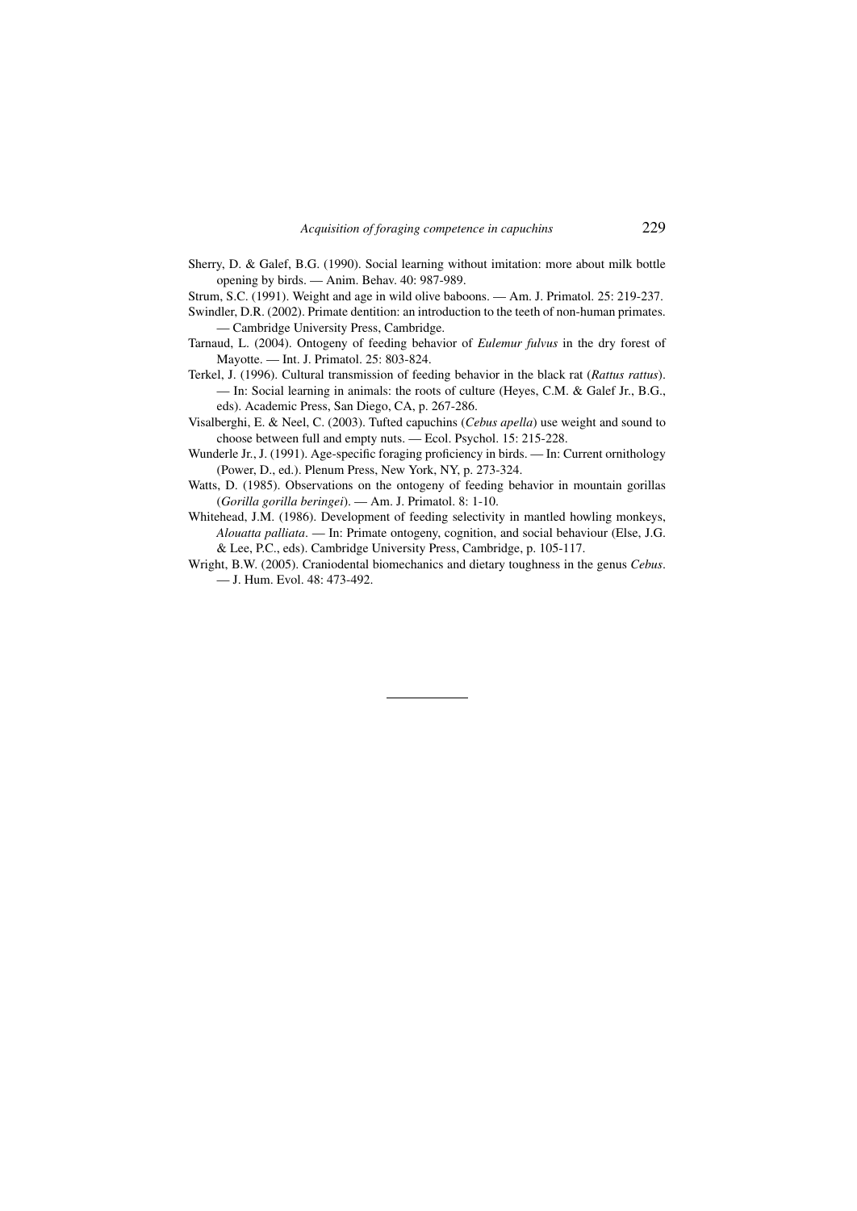Sherry, D. & Galef, B.G. (1990). Social learning without imitation: more about milk bottle opening by birds. — Anim. Behav. 40: 987-989.

Strum, S.C. (1991). Weight and age in wild olive baboons. — Am. J. Primatol. 25: 219-237.

Swindler, D.R. (2002). Primate dentition: an introduction to the teeth of non-human primates. — Cambridge University Press, Cambridge.

Tarnaud, L. (2004). Ontogeny of feeding behavior of *Eulemur fulvus* in the dry forest of Mayotte. — Int. J. Primatol. 25: 803-824.

Terkel, J. (1996). Cultural transmission of feeding behavior in the black rat (*Rattus rattus*). — In: Social learning in animals: the roots of culture (Heyes, C.M. & Galef Jr., B.G., eds). Academic Press, San Diego, CA, p. 267-286.

Visalberghi, E. & Neel, C. (2003). Tufted capuchins (*Cebus apella*) use weight and sound to choose between full and empty nuts. — Ecol. Psychol. 15: 215-228.

Wunderle Jr., J. (1991). Age-specific foraging proficiency in birds. — In: Current ornithology (Power, D., ed.). Plenum Press, New York, NY, p. 273-324.

Watts, D. (1985). Observations on the ontogeny of feeding behavior in mountain gorillas (*Gorilla gorilla beringei*). — Am. J. Primatol. 8: 1-10.

Whitehead, J.M. (1986). Development of feeding selectivity in mantled howling monkeys, *Alouatta palliata*. — In: Primate ontogeny, cognition, and social behaviour (Else, J.G. & Lee, P.C., eds). Cambridge University Press, Cambridge, p. 105-117.

Wright, B.W. (2005). Craniodental biomechanics and dietary toughness in the genus *Cebus*. — J. Hum. Evol. 48: 473-492.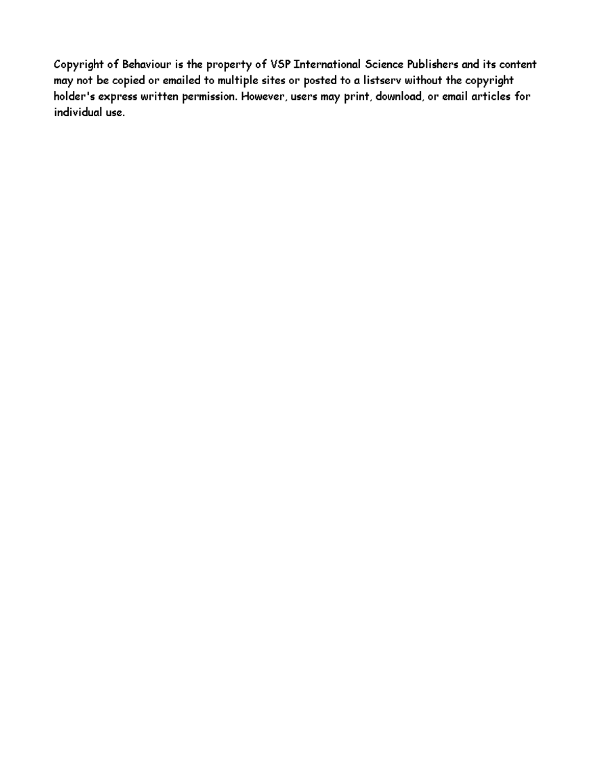Copyright of Behaviour is the property of VSP International Science Publishers and its content may not be copied or emailed to multiple sites or posted to a listserv without the copyright holder's express written permission. However, users may print, download, or email articles for individual use.